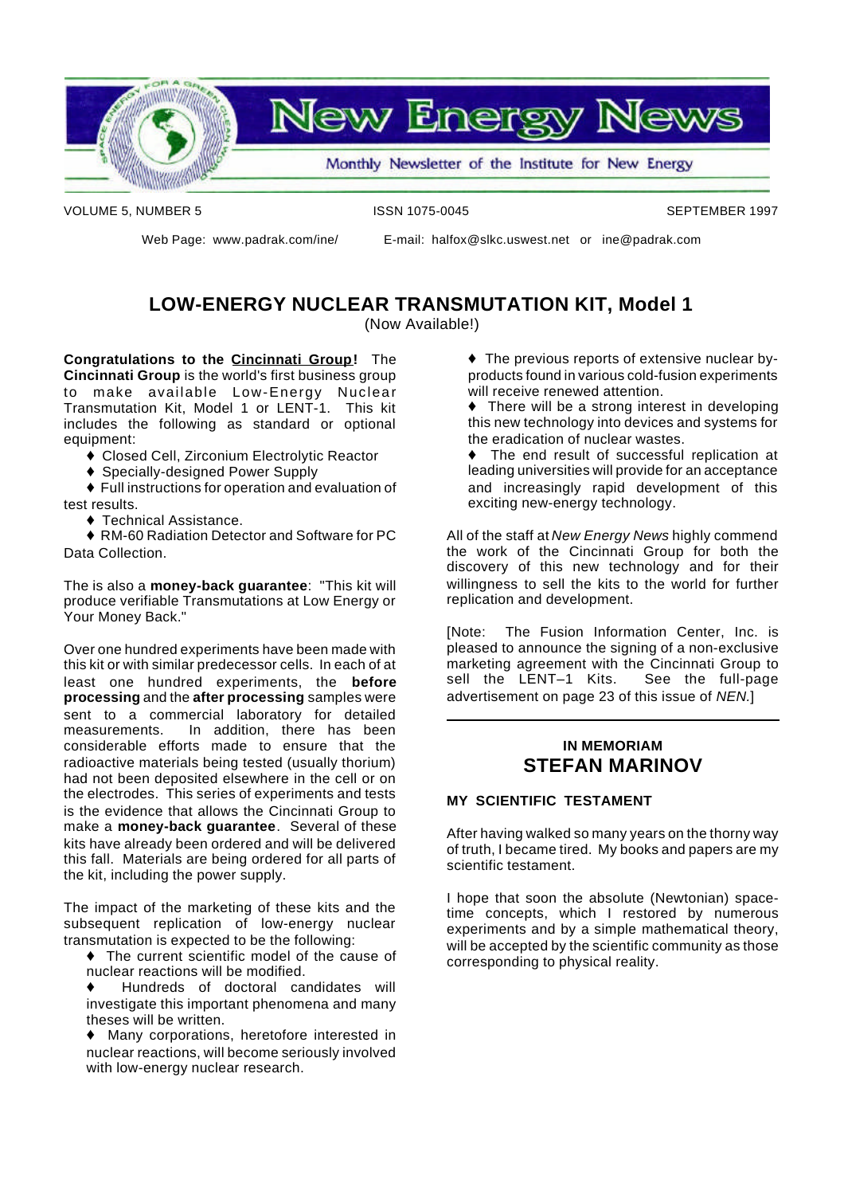# New Energy News

Monthly Newsletter of the Institute for New Energy

VOLUME 5, NUMBER 5 | ISSN 1075-0045 | SEPTEMBER 1997

Web Page: www.padrak.com/ine/ E-mail: halfox@slkc.uswest.net or ine@padrak.com

## LOW-ENERGY NUCLEAR TRANSMUTATION KIT, Model 1

(Now Available!)

**Congratulations to the Cincinnati Group!** The **Cincinnati Group** is the world's first business group to make available Low-Energy Nuclear Transmutation Kit, Model 1 or LENT-1. This kit includes the following as standard or optional equipment:

- ♦ Closed Cell, Zirconium Electrolytic Reactor
- ♦ Specially-designed Power Supply
- ♦ Full instructions for operation and evaluation of test results.
- ♦ Technical Assistance.
- ♦ RM-60 Radiation Detector and Software for PC Data Collection.

The is also a **money-back guarantee**: "This kit will produce verifiable Transmutations at Low Energy or Your Money Back."

Over one hundred experiments have been made with this kit or with similar predecessor cells. In each of at least one hundred experiments, the **before processing** and the **after processing** samples were sent to a commercial laboratory for detailed measurements. In addition, there has been considerable efforts made to ensure that the radioactive materials being tested (usually thorium) had not been deposited elsewhere in the cell or on the electrodes. This series of experiments and tests is the evidence that allows the Cincinnati Group to make a **money-back guarantee**. Several of these kits have already been ordered and will be delivered this fall. Materials are being ordered for all parts of the kit, including the power supply.

The impact of the marketing of these kits and the subsequent replication of low-energy nuclear transmutation is expected to be the following:

- ♦ The current scientific model of the cause of nuclear reactions will be modified.
- ♦ Hundreds of doctoral candidates will investigate this important phenomena and many theses will be written.
- ♦ Many corporations, heretofore interested in nuclear reactions, will become seriously involved with low-energy nuclear research.
- ♦ The previous reports of extensive nuclear by-products found in various cold-fusion experiments will receive renewed attention.
- ♦ There will be a strong interest in developing this new technology into devices and systems for the eradication of nuclear wastes.
- ♦ The end result of successful replication at leading universities will provide for an acceptance and increasingly rapid development of this exciting new-energy technology.

All of the staff at *New Energy News* highly commend the work of the Cincinnati Group for both the discovery of this new technology and for their willingness to sell the kits to the world for further replication and development.

[Note: The Fusion Information Center, Inc. is pleased to announce the signing of a non-exclusive marketing agreement with the Cincinnati Group to sell the LENT–1 Kits. See the full-page advertisement on page 23 of this issue of *NEN*.]

---

### IN MEMORIAM

## STEFAN MARINOV

### MY SCIENTIFIC TESTAMENT

After having walked so many years on the thorny way of truth, I became tired. My books and papers are my scientific testament.

I hope that soon the absolute (Newtonian) space-time concepts, which I restored by numerous experiments and by a simple mathematical theory, will be accepted by the scientific community as those corresponding to physical reality.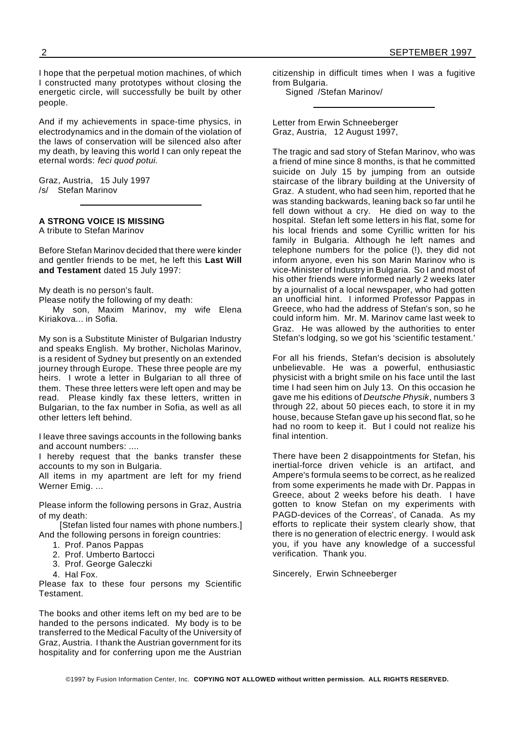I hope that the perpetual motion machines, of which I constructed many prototypes without closing the energetic circle, will successfully be built by other people.

And if my achievements in space-time physics, in electrodynamics and in the domain of the violation of the laws of conservation will be silenced also after my death, by leaving this world I can only repeat the eternal words: *feci quod potui.*

Graz, Austria, 15 July 1997
/s/ Stefan Marinov

---

**A STRONG VOICE IS MISSING**
A tribute to Stefan Marinov

Before Stefan Marinov decided that there were kinder and gentler friends to be met, he left this **Last Will and Testament** dated 15 July 1997:

My death is no person's fault.
Please notify the following of my death:
My son, Maxim Marinov, my wife Elena Kiriakova... in Sofia.

My son is a Substitute Minister of Bulgarian Industry and speaks English. My brother, Nicholas Marinov, is a resident of Sydney but presently on an extended journey through Europe. These three people are my heirs. I wrote a letter in Bulgarian to all three of them. These three letters were left open and may be read. Please kindly fax these letters, written in Bulgarian, to the fax number in Sofia, as well as all other letters left behind.

I leave three savings accounts in the following banks and account numbers: ....
I hereby request that the banks transfer these accounts to my son in Bulgaria.
All items in my apartment are left for my friend Werner Emig. ...

Please inform the following persons in Graz, Austria of my death:
[Stefan listed four names with phone numbers.]
And the following persons in foreign countries:

1. Prof. Panos Pappas
2. Prof. Umberto Bartocci
3. Prof. George Galeczki
4. Hal Fox.

Please fax to these four persons my Scientific Testament.

The books and other items left on my bed are to be handed to the persons indicated. My body is to be transferred to the Medical Faculty of the University of Graz, Austria. I thank the Austrian government for its hospitality and for conferring upon me the Austrian citizenship in difficult times when I was a fugitive from Bulgaria.
Signed /Stefan Marinov/

---

Letter from Erwin Schneeberger
Graz, Austria, 12 August 1997,

The tragic and sad story of Stefan Marinov, who was a friend of mine since 8 months, is that he committed suicide on July 15 by jumping from an outside staircase of the library building at the University of Graz. A student, who had seen him, reported that he was standing backwards, leaning back so far until he fell down without a cry. He died on way to the hospital. Stefan left some letters in his flat, some for his local friends and some Cyrillic written for his family in Bulgaria. Although he left names and telephone numbers for the police (!), they did not inform anyone, even his son Marin Marinov who is vice-Minister of Industry in Bulgaria. So I and most of his other friends were informed nearly 2 weeks later by a journalist of a local newspaper, who had gotten an unofficial hint. I informed Professor Pappas in Greece, who had the address of Stefan's son, so he could inform him. Mr. M. Marinov came last week to Graz. He was allowed by the authorities to enter Stefan's lodging, so we got his 'scientific testament.'

For all his friends, Stefan's decision is absolutely unbelievable. He was a powerful, enthusiastic physicist with a bright smile on his face until the last time I had seen him on July 13. On this occasion he gave me his editions of *Deutsche Physik*, numbers 3 through 22, about 50 pieces each, to store it in my house, because Stefan gave up his second flat, so he had no room to keep it. But I could not realize his final intention.

There have been 2 disappointments for Stefan, his inertial-force driven vehicle is an artifact, and Ampere's formula seems to be correct, as he realized from some experiments he made with Dr. Pappas in Greece, about 2 weeks before his death. I have gotten to know Stefan on my experiments with PAGD-devices of the Correas', of Canada. As my efforts to replicate their system clearly show, that there is no generation of electric energy. I would ask you, if you have any knowledge of a successful verification. Thank you.

Sincerely, Erwin Schneeberger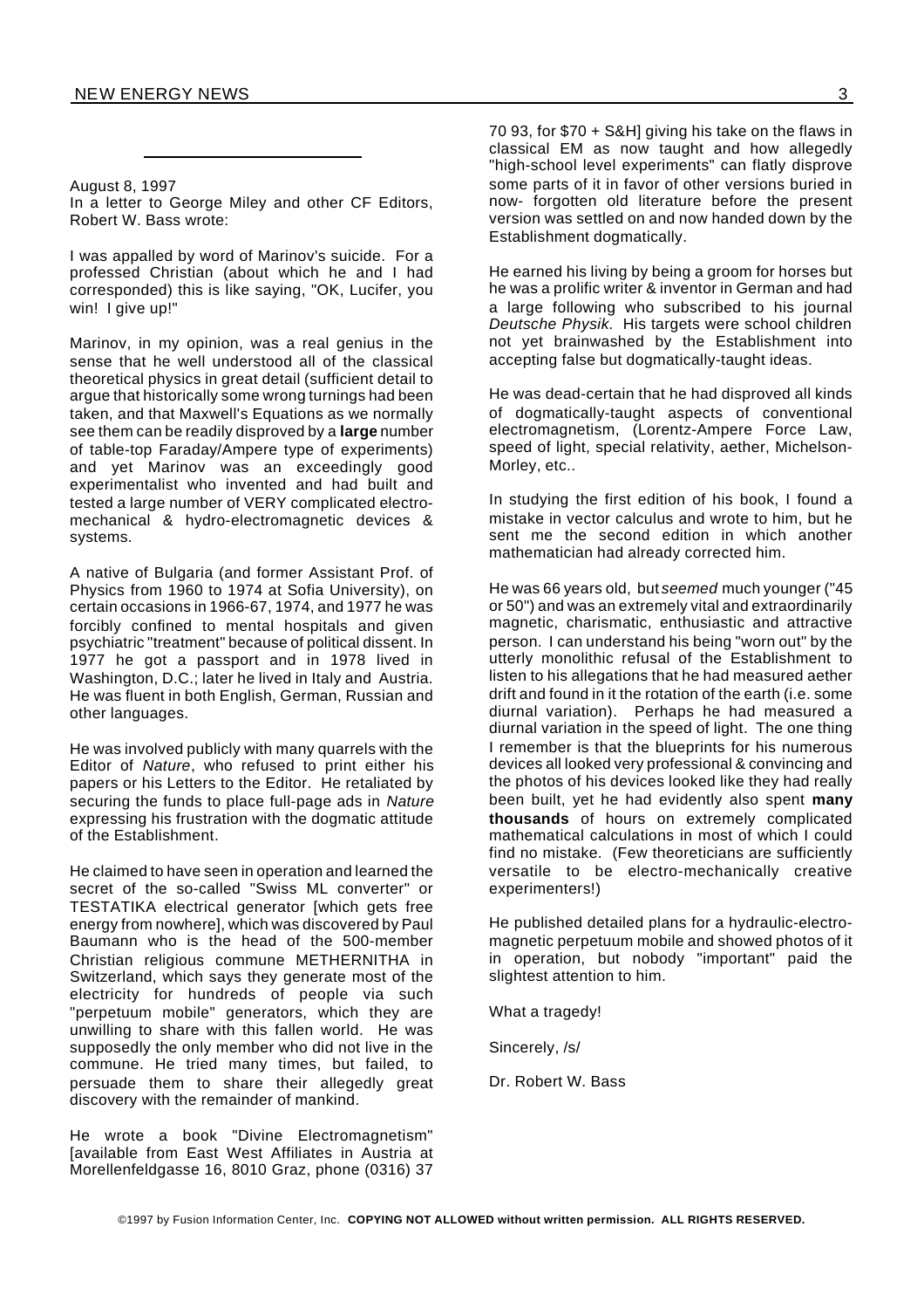---

August 8, 1997
In a letter to George Miley and other CF Editors, Robert W. Bass wrote:

I was appalled by word of Marinov's suicide. For a professed Christian (about which he and I had corresponded) this is like saying, "OK, Lucifer, you win! I give up!"

Marinov, in my opinion, was a real genius in the sense that he well understood all of the classical theoretical physics in great detail (sufficient detail to argue that historically some wrong turnings had been taken, and that Maxwell's Equations as we normally see them can be readily disproved by a **large** number of table-top Faraday/Ampere type of experiments) and yet Marinov was an exceedingly good experimentalist who invented and had built and tested a large number of VERY complicated electro-mechanical & hydro-electromagnetic devices & systems.

A native of Bulgaria (and former Assistant Prof. of Physics from 1960 to 1974 at Sofia University), on certain occasions in 1966-67, 1974, and 1977 he was forcibly confined to mental hospitals and given psychiatric "treatment" because of political dissent. In 1977 he got a passport and in 1978 lived in Washington, D.C.; later he lived in Italy and Austria. He was fluent in both English, German, Russian and other languages.

He was involved publicly with many quarrels with the Editor of *Nature*, who refused to print either his papers or his Letters to the Editor. He retaliated by securing the funds to place full-page ads in *Nature* expressing his frustration with the dogmatic attitude of the Establishment.

He claimed to have seen in operation and learned the secret of the so-called "Swiss ML converter" or TESTATIKA electrical generator [which gets free energy from nowhere], which was discovered by Paul Baumann who is the head of the 500-member Christian religious commune METHERNITHA in Switzerland, which says they generate most of the electricity for hundreds of people via such "perpetuum mobile" generators, which they are unwilling to share with this fallen world. He was supposedly the only member who did not live in the commune. He tried many times, but failed, to persuade them to share their allegedly great discovery with the remainder of mankind.

He wrote a book "Divine Electromagnetism" [available from East West Affiliates in Austria at Morellenfeldgasse 16, 8010 Graz, phone (0316) 37 70 93, for $70 + S&H] giving his take on the flaws in classical EM as now taught and how allegedly "high-school level experiments" can flatly disprove some parts of it in favor of other versions buried in now- forgotten old literature before the present version was settled on and now handed down by the Establishment dogmatically.

He earned his living by being a groom for horses but he was a prolific writer & inventor in German and had a large following who subscribed to his journal *Deutsche Physik*. His targets were school children not yet brainwashed by the Establishment into accepting false but dogmatically-taught ideas.

He was dead-certain that he had disproved all kinds of dogmatically-taught aspects of conventional electromagnetism, (Lorentz-Ampere Force Law, speed of light, special relativity, aether, Michelson-Morley, etc..

In studying the first edition of his book, I found a mistake in vector calculus and wrote to him, but he sent me the second edition in which another mathematician had already corrected him.

He was 66 years old, but *seemed* much younger ("45 or 50") and was an extremely vital and extraordinarily magnetic, charismatic, enthusiastic and attractive person. I can understand his being "worn out" by the utterly monolithic refusal of the Establishment to listen to his allegations that he had measured aether drift and found in it the rotation of the earth (i.e. some diurnal variation). Perhaps he had measured a diurnal variation in the speed of light. The one thing I remember is that the blueprints for his numerous devices all looked very professional & convincing and the photos of his devices looked like they had really been built, yet he had evidently also spent **many thousands** of hours on extremely complicated mathematical calculations in most of which I could find no mistake. (Few theoreticians are sufficiently versatile to be electro-mechanically creative experimenters!)

He published detailed plans for a hydraulic-electromagnetic perpetuum mobile and showed photos of it in operation, but nobody "important" paid the slightest attention to him.

What a tragedy!

Sincerely, /s/

Dr. Robert W. Bass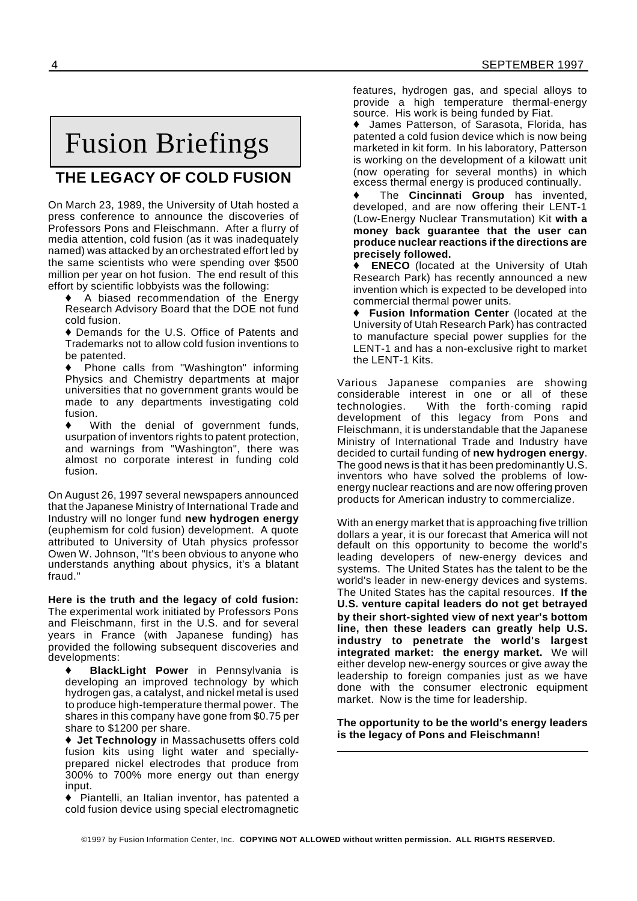# Fusion Briefings

## THE LEGACY OF COLD FUSION

On March 23, 1989, the University of Utah hosted a press conference to announce the discoveries of Professors Pons and Fleischmann. After a flurry of media attention, cold fusion (as it was inadequately named) was attacked by an orchestrated effort led by the same scientists who were spending over $500 million per year on hot fusion. The end result of this effort by scientific lobbyists was the following:

- ♦ A biased recommendation of the Energy Research Advisory Board that the DOE not fund cold fusion.
- ♦ Demands for the U.S. Office of Patents and Trademarks not to allow cold fusion inventions to be patented.
- ♦ Phone calls from "Washington" informing Physics and Chemistry departments at major universities that no government grants would be made to any departments investigating cold fusion.
- ♦ With the denial of government funds, usurpation of inventors rights to patent protection, and warnings from "Washington", there was almost no corporate interest in funding cold fusion.

On August 26, 1997 several newspapers announced that the Japanese Ministry of International Trade and Industry will no longer fund **new hydrogen energy** (euphemism for cold fusion) development. A quote attributed to University of Utah physics professor Owen W. Johnson, "It's been obvious to anyone who understands anything about physics, it's a blatant fraud."

**Here is the truth and the legacy of cold fusion:** The experimental work initiated by Professors Pons and Fleischmann, first in the U.S. and for several years in France (with Japanese funding) has provided the following subsequent discoveries and developments:

- ♦ **BlackLight Power** in Pennsylvania is developing an improved technology by which hydrogen gas, a catalyst, and nickel metal is used to produce high-temperature thermal power. The shares in this company have gone from $0.75 per share to $1200 per share.
- ♦ **Jet Technology** in Massachusetts offers cold fusion kits using light water and specially-prepared nickel electrodes that produce from 300% to 700% more energy out than energy input.
- ♦ Piantelli, an Italian inventor, has patented a cold fusion device using special electromagnetic features, hydrogen gas, and special alloys to provide a high temperature thermal-energy source. His work is being funded by Fiat.
- ♦ James Patterson, of Sarasota, Florida, has patented a cold fusion device which is now being marketed in kit form. In his laboratory, Patterson is working on the development of a kilowatt unit (now operating for several months) in which excess thermal energy is produced continually.
- ♦ The **Cincinnati Group** has invented, developed, and are now offering their LENT-1 (Low-Energy Nuclear Transmutation) Kit **with a money back guarantee that the user can produce nuclear reactions if the directions are precisely followed.**
- ♦ **ENECO** (located at the University of Utah Research Park) has recently announced a new invention which is expected to be developed into commercial thermal power units.
- ♦ **Fusion Information Center** (located at the University of Utah Research Park) has contracted to manufacture special power supplies for the LENT-1 and has a non-exclusive right to market the LENT-1 Kits.

Various Japanese companies are showing considerable interest in one or all of these technologies. With the forth-coming rapid development of this legacy from Pons and Fleischmann, it is understandable that the Japanese Ministry of International Trade and Industry have decided to curtail funding of **new hydrogen energy**. The good news is that it has been predominantly U.S. inventors who have solved the problems of low-energy nuclear reactions and are now offering proven products for American industry to commercialize.

With an energy market that is approaching five trillion dollars a year, it is our forecast that America will not default on this opportunity to become the world's leading developers of new-energy devices and systems. The United States has the talent to be the world's leader in new-energy devices and systems. The United States has the capital resources. **If the U.S. venture capital leaders do not get betrayed by their short-sighted view of next year's bottom line, then these leaders can greatly help U.S. industry to penetrate the world's largest integrated market: the energy market.** We will either develop new-energy sources or give away the leadership to foreign companies just as we have done with the consumer electronic equipment market. Now is the time for leadership.

**The opportunity to be the world's energy leaders is the legacy of Pons and Fleischmann!**

©1997 by Fusion Information Center, Inc. **COPYING NOT ALLOWED without written permission. ALL RIGHTS RESERVED.**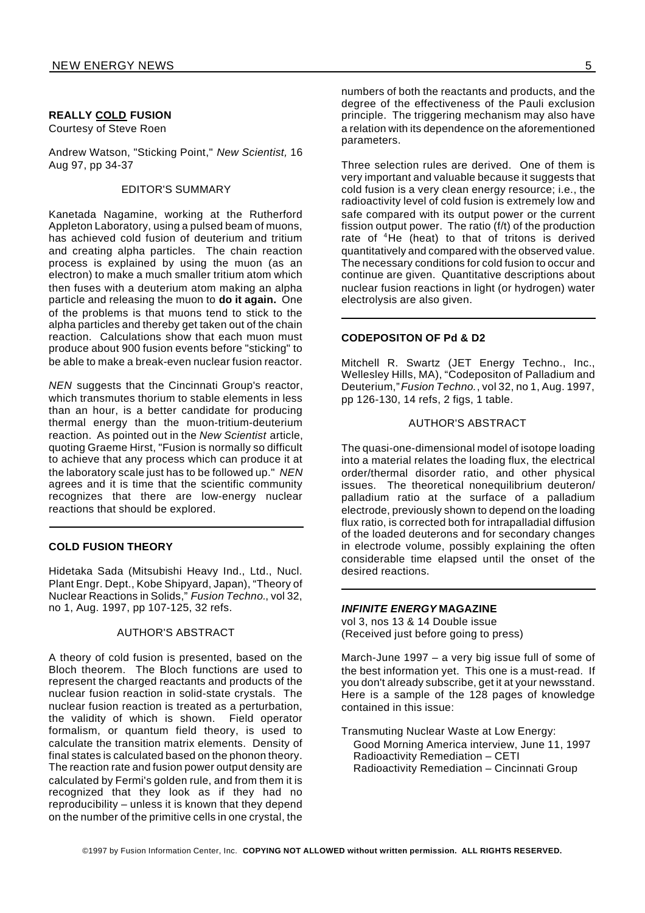### REALLY COLD FUSION

Courtesy of Steve Roen

Andrew Watson, "Sticking Point," *New Scientist,* 16 Aug 97, pp 34-37

EDITOR'S SUMMARY

Kanetada Nagamine, working at the Rutherford Appleton Laboratory, using a pulsed beam of muons, has achieved cold fusion of deuterium and tritium and creating alpha particles. The chain reaction process is explained by using the muon (as an electron) to make a much smaller tritium atom which then fuses with a deuterium atom making an alpha particle and releasing the muon to **do it again.** One of the problems is that muons tend to stick to the alpha particles and thereby get taken out of the chain reaction. Calculations show that each muon must produce about 900 fusion events before "sticking" to be able to make a break-even nuclear fusion reactor.

*NEN* suggests that the Cincinnati Group's reactor, which transmutes thorium to stable elements in less than an hour, is a better candidate for producing thermal energy than the muon-tritium-deuterium reaction. As pointed out in the *New Scientist* article, quoting Graeme Hirst, "Fusion is normally so difficult to achieve that any process which can produce it at the laboratory scale just has to be followed up." *NEN* agrees and it is time that the scientific community recognizes that there are low-energy nuclear reactions that should be explored.

### COLD FUSION THEORY

Hidetaka Sada (Mitsubishi Heavy Ind., Ltd., Nucl. Plant Engr. Dept., Kobe Shipyard, Japan), "Theory of Nuclear Reactions in Solids," *Fusion Techno.*, vol 32, no 1, Aug. 1997, pp 107-125, 32 refs.

AUTHOR'S ABSTRACT

A theory of cold fusion is presented, based on the Bloch theorem. The Bloch functions are used to represent the charged reactants and products of the nuclear fusion reaction in solid-state crystals. The nuclear fusion reaction is treated as a perturbation, the validity of which is shown. Field operator formalism, or quantum field theory, is used to calculate the transition matrix elements. Density of final states is calculated based on the phonon theory. The reaction rate and fusion power output density are calculated by Fermi's golden rule, and from them it is recognized that they look as if they had no reproducibility – unless it is known that they depend on the number of the primitive cells in one crystal, the numbers of both the reactants and products, and the degree of the effectiveness of the Pauli exclusion principle. The triggering mechanism may also have a relation with its dependence on the aforementioned parameters.

Three selection rules are derived. One of them is very important and valuable because it suggests that cold fusion is a very clean energy resource; i.e., the radioactivity level of cold fusion is extremely low and safe compared with its output power or the current fission output power. The ratio (f/t) of the production rate of $^{4}$He (heat) to that of tritons is derived quantitatively and compared with the observed value. The necessary conditions for cold fusion to occur and continue are given. Quantitative descriptions about nuclear fusion reactions in light (or hydrogen) water electrolysis are also given.

### CODEPOSITON OF Pd & D2

Mitchell R. Swartz (JET Energy Techno., Inc., Wellesley Hills, MA), "Codepositon of Palladium and Deuterium," *Fusion Techno.*, vol 32, no 1, Aug. 1997, pp 126-130, 14 refs, 2 figs, 1 table.

AUTHOR'S ABSTRACT

The quasi-one-dimensional model of isotope loading into a material relates the loading flux, the electrical order/thermal disorder ratio, and other physical issues. The theoretical nonequilibrium deuteron/palladium ratio at the surface of a palladium electrode, previously shown to depend on the loading flux ratio, is corrected both for intrapalladial diffusion of the loaded deuterons and for secondary changes in electrode volume, possibly explaining the often considerable time elapsed until the onset of the desired reactions.

### *INFINITE ENERGY* MAGAZINE

vol 3, nos 13 & 14 Double issue
(Received just before going to press)

March-June 1997 – a very big issue full of some of the best information yet. This one is a must-read. If you don't already subscribe, get it at your newsstand. Here is a sample of the 128 pages of knowledge contained in this issue:

Transmuting Nuclear Waste at Low Energy:
- Good Morning America interview, June 11, 1997
- Radioactivity Remediation – CETI
- Radioactivity Remediation – Cincinnati Group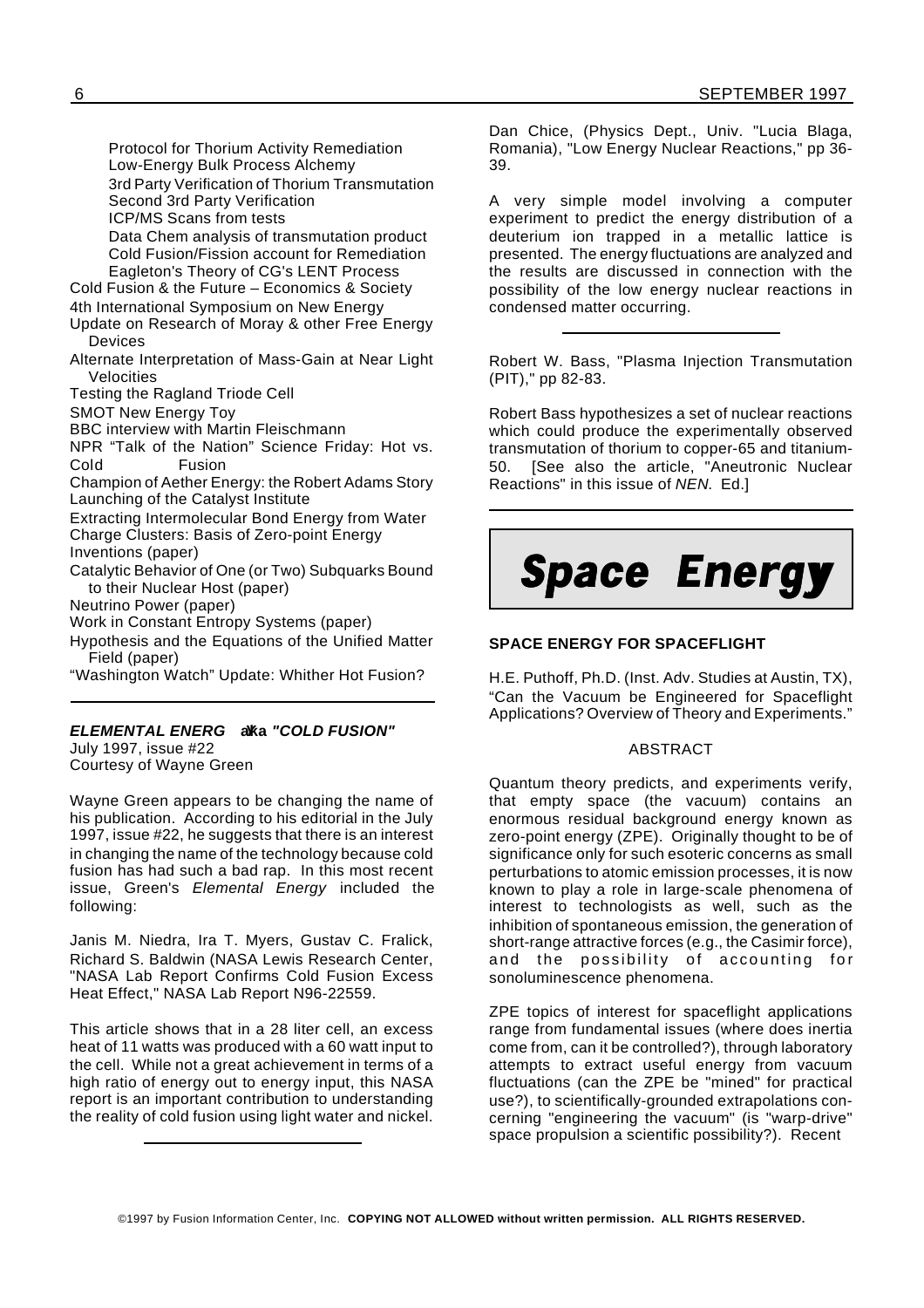Protocol for Thorium Activity Remediation
Low-Energy Bulk Process Alchemy
3rd Party Verification of Thorium Transmutation
Second 3rd Party Verification
ICP/MS Scans from tests
Data Chem analysis of transmutation product
Cold Fusion/Fission account for Remediation
Eagleton's Theory of CG's LENT Process

Cold Fusion & the Future – Economics & Society
4th International Symposium on New Energy
Update on Research of Moray & other Free Energy Devices
Alternate Interpretation of Mass-Gain at Near Light Velocities
Testing the Ragland Triode Cell
SMOT New Energy Toy
BBC interview with Martin Fleischmann
NPR "Talk of the Nation" Science Friday: Hot vs. Cold Fusion
Champion of Aether Energy: the Robert Adams Story
Launching of the Catalyst Institute
Extracting Intermolecular Bond Energy from Water
Charge Clusters: Basis of Zero-point Energy Inventions (paper)
Catalytic Behavior of One (or Two) Subquarks Bound to their Nuclear Host (paper)
Neutrino Power (paper)
Work in Constant Entropy Systems (paper)
Hypothesis and the Equations of the Unified Matter Field (paper)
"Washington Watch" Update: Whither Hot Fusion?

---

***ELEMENTAL ENERGY* aka *"COLD FUSION"***
July 1997, issue #22
Courtesy of Wayne Green

Wayne Green appears to be changing the name of his publication. According to his editorial in the July 1997, issue #22, he suggests that there is an interest in changing the name of the technology because cold fusion has had such a bad rap. In this most recent issue, Green's *Elemental Energy* included the following:

Janis M. Niedra, Ira T. Myers, Gustav C. Fralick, Richard S. Baldwin (NASA Lewis Research Center, "NASA Lab Report Confirms Cold Fusion Excess Heat Effect," NASA Lab Report N96-22559.

This article shows that in a 28 liter cell, an excess heat of 11 watts was produced with a 60 watt input to the cell. While not a great achievement in terms of a high ratio of energy out to energy input, this NASA report is an important contribution to understanding the reality of cold fusion using light water and nickel.

---

Dan Chice, (Physics Dept., Univ. "Lucia Blaga, Romania), "Low Energy Nuclear Reactions," pp 36-39.

A very simple model involving a computer experiment to predict the energy distribution of a deuterium ion trapped in a metallic lattice is presented. The energy fluctuations are analyzed and the results are discussed in connection with the possibility of the low energy nuclear reactions in condensed matter occurring.

---

Robert W. Bass, "Plasma Injection Transmutation (PIT)," pp 82-83.

Robert Bass hypothesizes a set of nuclear reactions which could produce the experimentally observed transmutation of thorium to copper-65 and titanium-50. [See also the article, "Aneutronic Nuclear Reactions" in this issue of *NEN*. Ed.]

---

# Space Energy

**SPACE ENERGY FOR SPACEFLIGHT**

H.E. Puthoff, Ph.D. (Inst. Adv. Studies at Austin, TX), "Can the Vacuum be Engineered for Spaceflight Applications? Overview of Theory and Experiments."

ABSTRACT

Quantum theory predicts, and experiments verify, that empty space (the vacuum) contains an enormous residual background energy known as zero-point energy (ZPE). Originally thought to be of significance only for such esoteric concerns as small perturbations to atomic emission processes, it is now known to play a role in large-scale phenomena of interest to technologists as well, such as the inhibition of spontaneous emission, the generation of short-range attractive forces (e.g., the Casimir force), and the possibility of accounting for sonoluminescence phenomena.

ZPE topics of interest for spaceflight applications range from fundamental issues (where does inertia come from, can it be controlled?), through laboratory attempts to extract useful energy from vacuum fluctuations (can the ZPE be "mined" for practical use?), to scientifically-grounded extrapolations concerning "engineering the vacuum" (is "warp-drive" space propulsion a scientific possibility?). Recent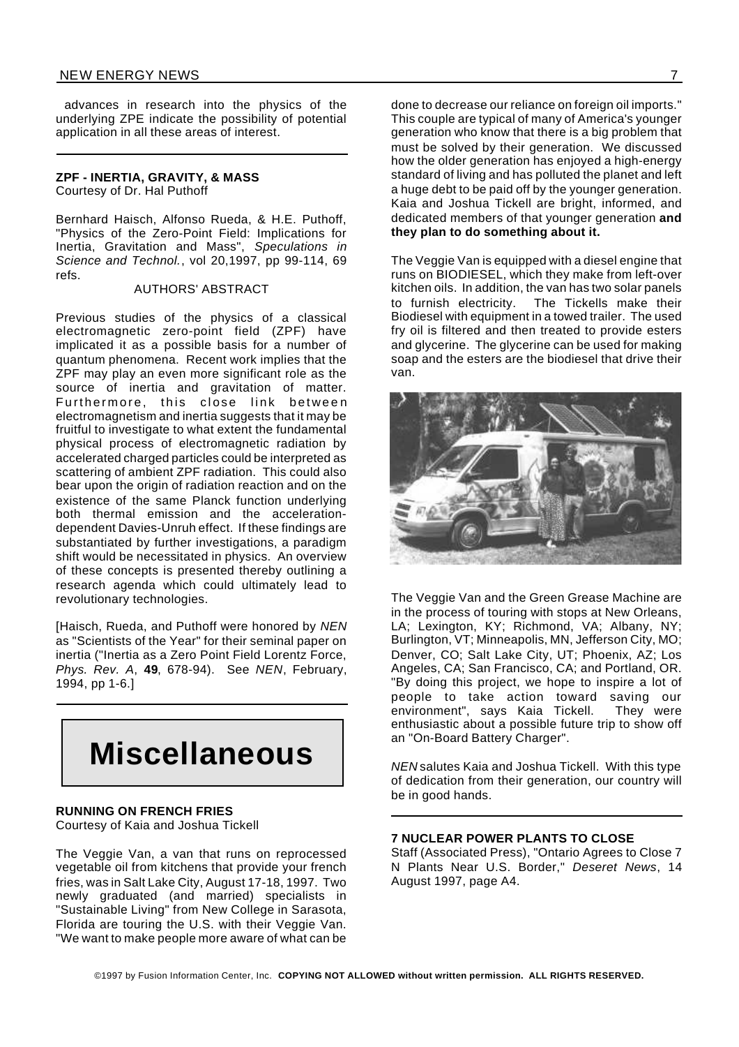advances in research into the physics of the underlying ZPE indicate the possibility of potential application in all these areas of interest.

---

**ZPF - INERTIA, GRAVITY, & MASS**
Courtesy of Dr. Hal Puthoff

Bernhard Haisch, Alfonso Rueda, & H.E. Puthoff, "Physics of the Zero-Point Field: Implications for Inertia, Gravitation and Mass", *Speculations in Science and Technol.*, vol 20,1997, pp 99-114, 69 refs.

AUTHORS' ABSTRACT

Previous studies of the physics of a classical electromagnetic zero-point field (ZPF) have implicated it as a possible basis for a number of quantum phenomena. Recent work implies that the ZPF may play an even more significant role as the source of inertia and gravitation of matter. Furthermore, this close link between electromagnetism and inertia suggests that it may be fruitful to investigate to what extent the fundamental physical process of electromagnetic radiation by accelerated charged particles could be interpreted as scattering of ambient ZPF radiation. This could also bear upon the origin of radiation reaction and on the existence of the same Planck function underlying both thermal emission and the acceleration-dependent Davies-Unruh effect. If these findings are substantiated by further investigations, a paradigm shift would be necessitated in physics. An overview of these concepts is presented thereby outlining a research agenda which could ultimately lead to revolutionary technologies.

[Haisch, Rueda, and Puthoff were honored by *NEN* as "Scientists of the Year" for their seminal paper on inertia ("Inertia as a Zero Point Field Lorentz Force, *Phys. Rev. A*, **49**, 678-94). See *NEN*, February, 1994, pp 1-6.]

---

# Miscellaneous

**RUNNING ON FRENCH FRIES**
Courtesy of Kaia and Joshua Tickell

The Veggie Van, a van that runs on reprocessed vegetable oil from kitchens that provide your french fries, was in Salt Lake City, August 17-18, 1997. Two newly graduated (and married) specialists in "Sustainable Living" from New College in Sarasota, Florida are touring the U.S. with their Veggie Van. "We want to make people more aware of what can be done to decrease our reliance on foreign oil imports." This couple are typical of many of America's younger generation who know that there is a big problem that must be solved by their generation. We discussed how the older generation has enjoyed a high-energy standard of living and has polluted the planet and left a huge debt to be paid off by the younger generation. Kaia and Joshua Tickell are bright, informed, and dedicated members of that younger generation **and they plan to do something about it.**

The Veggie Van is equipped with a diesel engine that runs on BIODIESEL, which they make from left-over kitchen oils. In addition, the van has two solar panels to furnish electricity. The Tickells make their Biodiesel with equipment in a towed trailer. The used fry oil is filtered and then treated to provide esters and glycerine. The glycerine can be used for making soap and the esters are the biodiesel that drive their van.

The Veggie Van and the Green Grease Machine are in the process of touring with stops at New Orleans, LA; Lexington, KY; Richmond, VA; Albany, NY; Burlington, VT; Minneapolis, MN, Jefferson City, MO; Denver, CO; Salt Lake City, UT; Phoenix, AZ; Los Angeles, CA; San Francisco, CA; and Portland, OR. "By doing this project, we hope to inspire a lot of people to take action toward saving our environment", says Kaia Tickell. They were enthusiastic about a possible future trip to show off an "On-Board Battery Charger".

*NEN* salutes Kaia and Joshua Tickell. With this type of dedication from their generation, our country will be in good hands.

---

**7 NUCLEAR POWER PLANTS TO CLOSE**
Staff (Associated Press), "Ontario Agrees to Close 7 N Plants Near U.S. Border," *Deseret News*, 14 August 1997, page A4.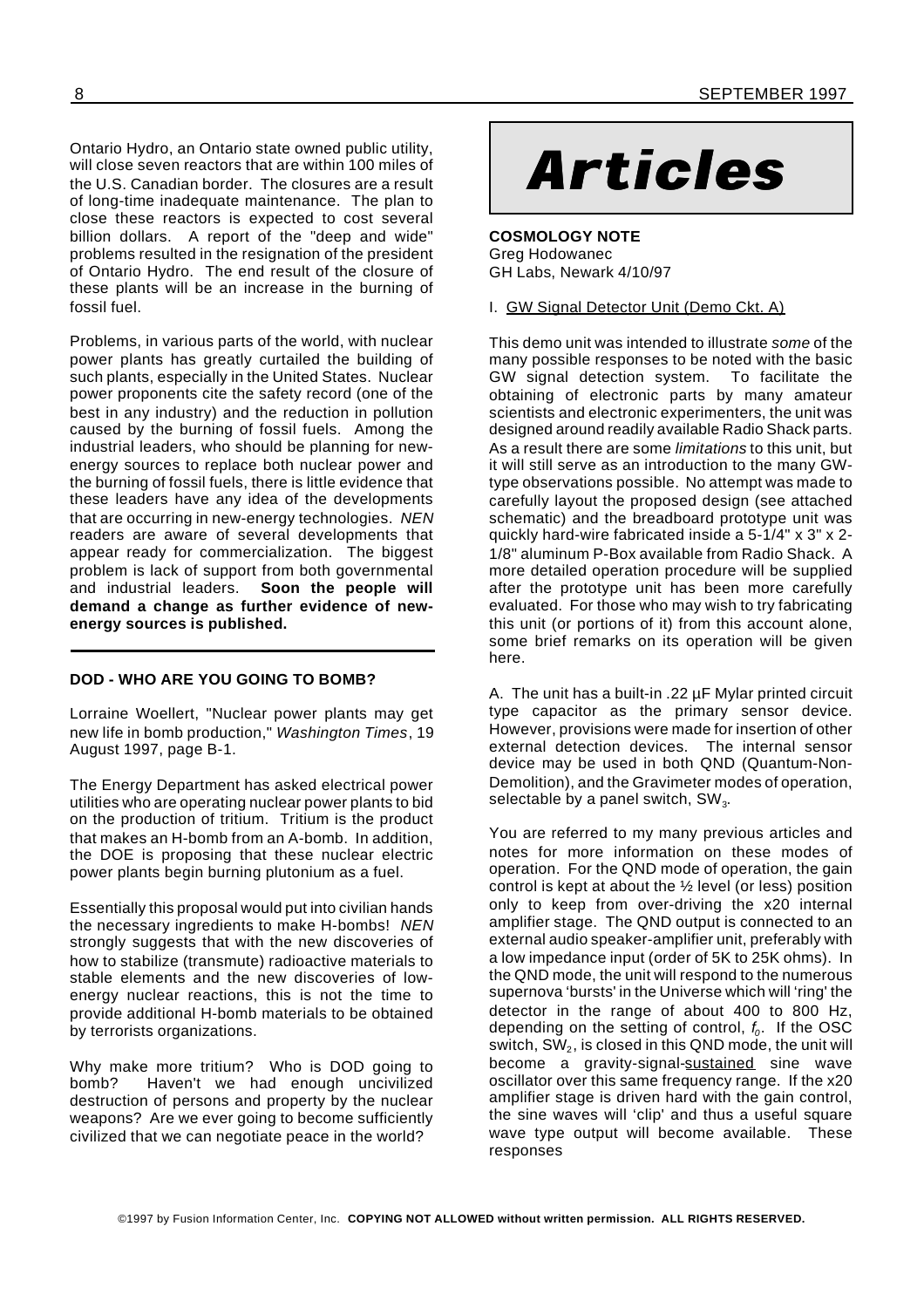Ontario Hydro, an Ontario state owned public utility, will close seven reactors that are within 100 miles of the U.S. Canadian border. The closures are a result of long-time inadequate maintenance. The plan to close these reactors is expected to cost several billion dollars. A report of the "deep and wide" problems resulted in the resignation of the president of Ontario Hydro. The end result of the closure of these plants will be an increase in the burning of fossil fuel.

Problems, in various parts of the world, with nuclear power plants has greatly curtailed the building of such plants, especially in the United States. Nuclear power proponents cite the safety record (one of the best in any industry) and the reduction in pollution caused by the burning of fossil fuels. Among the industrial leaders, who should be planning for new-energy sources to replace both nuclear power and the burning of fossil fuels, there is little evidence that these leaders have any idea of the developments that are occurring in new-energy technologies. *NEN* readers are aware of several developments that appear ready for commercialization. The biggest problem is lack of support from both governmental and industrial leaders. **Soon the people will demand a change as further evidence of new-energy sources is published.**

---

**DOD - WHO ARE YOU GOING TO BOMB?**

Lorraine Woellert, "Nuclear power plants may get new life in bomb production," *Washington Times*, 19 August 1997, page B-1.

The Energy Department has asked electrical power utilities who are operating nuclear power plants to bid on the production of tritium. Tritium is the product that makes an H-bomb from an A-bomb. In addition, the DOE is proposing that these nuclear electric power plants begin burning plutonium as a fuel.

Essentially this proposal would put into civilian hands the necessary ingredients to make H-bombs! *NEN* strongly suggests that with the new discoveries of how to stabilize (transmute) radioactive materials to stable elements and the new discoveries of low-energy nuclear reactions, this is not the time to provide additional H-bomb materials to be obtained by terrorists organizations.

Why make more tritium? Who is DOD going to bomb? Haven't we had enough uncivilized destruction of persons and property by the nuclear weapons? Are we ever going to become sufficiently civilized that we can negotiate peace in the world?

# Articles

**COSMOLOGY NOTE**
Greg Hodowanec
GH Labs, Newark 4/10/97

I. GW Signal Detector Unit (Demo Ckt. A)

This demo unit was intended to illustrate *some* of the many possible responses to be noted with the basic GW signal detection system. To facilitate the obtaining of electronic parts by many amateur scientists and electronic experimenters, the unit was designed around readily available Radio Shack parts. As a result there are some *limitations* to this unit, but it will still serve as an introduction to the many GW-type observations possible. No attempt was made to carefully layout the proposed design (see attached schematic) and the breadboard prototype unit was quickly hard-wire fabricated inside a 5-1/4" x 3" x 2-1/8" aluminum P-Box available from Radio Shack. A more detailed operation procedure will be supplied after the prototype unit has been more carefully evaluated. For those who may wish to try fabricating this unit (or portions of it) from this account alone, some brief remarks on its operation will be given here.

A. The unit has a built-in .22 µF Mylar printed circuit type capacitor as the primary sensor device. However, provisions were made for insertion of other external detection devices. The internal sensor device may be used in both QND (Quantum-Non-Demolition), and the Gravimeter modes of operation, selectable by a panel switch, $SW_3$.

You are referred to my many previous articles and notes for more information on these modes of operation. For the QND mode of operation, the gain control is kept at about the ½ level (or less) position only to keep from over-driving the x20 internal amplifier stage. The QND output is connected to an external audio speaker-amplifier unit, preferably with a low impedance input (order of 5K to 25K ohms). In the QND mode, the unit will respond to the numerous supernova 'bursts' in the Universe which will 'ring' the detector in the range of about 400 to 800 Hz, depending on the setting of control, $f_0$. If the OSC switch, $SW_2$, is closed in this QND mode, the unit will become a gravity-signal-sustained sine wave oscillator over this same frequency range. If the x20 amplifier stage is driven hard with the gain control, the sine waves will 'clip' and thus a useful square wave type output will become available. These responses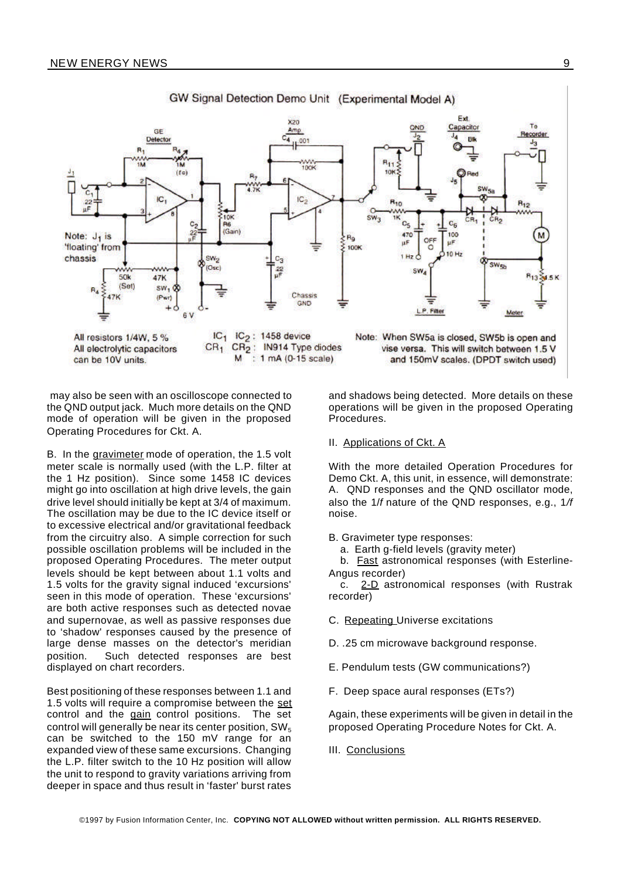GW Signal Detection Demo Unit (Experimental Model A)

All resistors 1/4W, 5 %
All electrolytic capacitors can be 10V units.

$IC_1$ $IC_2$ : 1458 device
$CR_1$ $CR_2$ : IN914 Type diodes
M : 1 mA (0-15 scale)

Note: When $SW_{5a}$ is closed, $SW_{5b}$ is open and vise versa. This will switch between 1.5 V and 150mV scales. (DPDT switch used)

may also be seen with an oscilloscope connected to the QND output jack. Much more details on the QND mode of operation will be given in the proposed Operating Procedures for Ckt. A.

B. In the gravimeter mode of operation, the 1.5 volt meter scale is normally used (with the L.P. filter at the 1 Hz position). Since some 1458 IC devices might go into oscillation at high drive levels, the gain drive level should initially be kept at 3/4 of maximum. The oscillation may be due to the IC device itself or to excessive electrical and/or gravitational feedback from the circuitry also. A simple correction for such possible oscillation problems will be included in the proposed Operating Procedures. The meter output levels should be kept between about 1.1 volts and 1.5 volts for the gravity signal induced 'excursions' seen in this mode of operation. These 'excursions' are both active responses such as detected novae and supernovae, as well as passive responses due to 'shadow' responses caused by the presence of large dense masses on the detector's meridian position. Such detected responses are best displayed on chart recorders.

Best positioning of these responses between 1.1 and 1.5 volts will require a compromise between the set control and the gain control positions. The set control will generally be near its center position, $SW_5$ can be switched to the 150 mV range for an expanded view of these same excursions. Changing the L.P. filter switch to the 10 Hz position will allow the unit to respond to gravity variations arriving from deeper in space and thus result in 'faster' burst rates and shadows being detected. More details on these operations will be given in the proposed Operating Procedures.

II. Applications of Ckt. A

With the more detailed Operation Procedures for Demo Ckt. A, this unit, in essence, will demonstrate:
A. QND responses and the QND oscillator mode, also the 1/*f* nature of the QND responses, e.g., 1/*f* noise.

B. Gravimeter type responses:
  a. Earth g-field levels (gravity meter)
  b. Fast astronomical responses (with Esterline-Angus recorder)
  c. 2-D astronomical responses (with Rustrak recorder)

C. Repeating Universe excitations

D. .25 cm microwave background response.

E. Pendulum tests (GW communications?)

F. Deep space aural responses (ETs?)

Again, these experiments will be given in detail in the proposed Operating Procedure Notes for Ckt. A.

III. Conclusions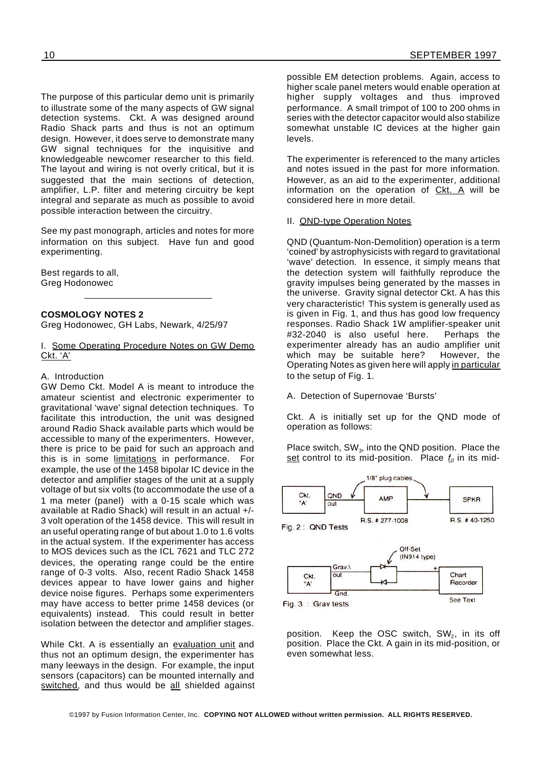The purpose of this particular demo unit is primarily to illustrate some of the many aspects of GW signal detection systems. Ckt. A was designed around Radio Shack parts and thus is not an optimum design. However, it does serve to demonstrate many GW signal techniques for the inquisitive and knowledgeable newcomer researcher to this field. The layout and wiring is not overly critical, but it is suggested that the main sections of detection, amplifier, L.P. filter and metering circuitry be kept integral and separate as much as possible to avoid possible interaction between the circuitry.

See my past monograph, articles and notes for more information on this subject. Have fun and good experimenting.

Best regards to all,
Greg Hodonowec

---

**COSMOLOGY NOTES 2**
Greg Hodonowec, GH Labs, Newark, 4/25/97

I. Some Operating Procedure Notes on GW Demo Ckt. 'A'

A. Introduction

GW Demo Ckt. Model A is meant to introduce the amateur scientist and electronic experimenter to gravitational 'wave' signal detection techniques. To facilitate this introduction, the unit was designed around Radio Shack available parts which would be accessible to many of the experimenters. However, there is price to be paid for such an approach and this is in some limitations in performance. For example, the use of the 1458 bipolar IC device in the detector and amplifier stages of the unit at a supply voltage of but six volts (to accommodate the use of a 1 ma meter (panel) with a 0-15 scale which was available at Radio Shack) will result in an actual +/- 3 volt operation of the 1458 device. This will result in an useful operating range of but about 1.0 to 1.6 volts in the actual system. If the experimenter has access to MOS devices such as the ICL 7621 and TLC 272 devices, the operating range could be the entire range of 0-3 volts. Also, recent Radio Shack 1458 devices appear to have lower gains and higher device noise figures. Perhaps some experimenters may have access to better prime 1458 devices (or equivalents) instead. This could result in better isolation between the detector and amplifier stages.

While Ckt. A is essentially an evaluation unit and thus not an optimum design, the experimenter has many leeways in the design. For example, the input sensors (capacitors) can be mounted internally and switched, and thus would be all shielded against possible EM detection problems. Again, access to higher scale panel meters would enable operation at higher supply voltages and thus improved performance. A small trimpot of 100 to 200 ohms in series with the detector capacitor would also stabilize somewhat unstable IC devices at the higher gain levels.

The experimenter is referenced to the many articles and notes issued in the past for more information. However, as an aid to the experimenter, additional information on the operation of Ckt. A will be considered here in more detail.

II. QND-type Operation Notes

QND (Quantum-Non-Demolition) operation is a term 'coined' by astrophysicists with regard to gravitational 'wave' detection. In essence, it simply means that the detection system will faithfully reproduce the gravity impulses being generated by the masses in the universe. Gravity signal detector Ckt. A has this very characteristic! This system is generally used as is given in Fig. 1, and thus has good low frequency responses. Radio Shack 1W amplifier-speaker unit #32-2040 is also useful here. Perhaps the experimenter already has an audio amplifier unit which may be suitable here? However, the Operating Notes as given here will apply in particular to the setup of Fig. 1.

A. Detection of Supernovae 'Bursts'

Ckt. A is initially set up for the QND mode of operation as follows:

Place switch, $SW_3$, into the QND position. Place the set control to its mid-position. Place $f_0$ in its mid-position. Keep the OSC switch, $SW_2$, in its off position. Place the Ckt. A gain in its mid-position, or even somewhat less.

Ckt. "A" — QND out — 1/8" plug cables — AMP (R.S. # 277-1008) — SPKR (R.S. # 40-1250)

Fig. 2 : QND Tests

Ckt. "A" — Grav.\ out / Gnd. — Off-Set (IN914 type) — + Chart Recorder (See Text)

Fig. 3 : Grav tests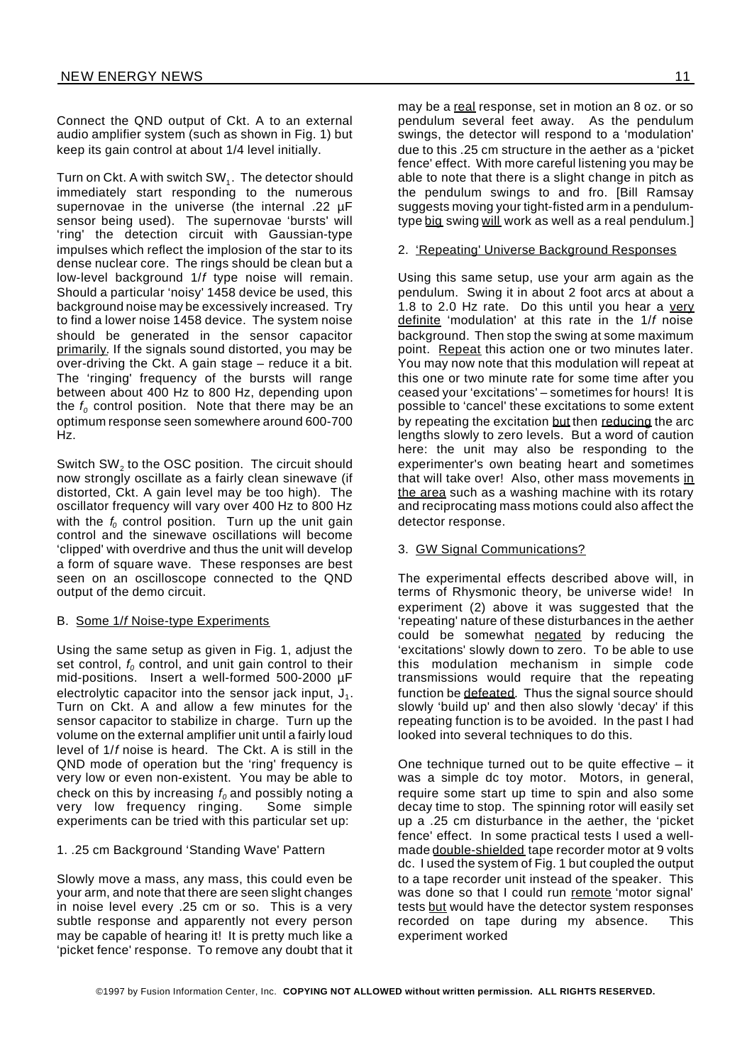Connect the QND output of Ckt. A to an external audio amplifier system (such as shown in Fig. 1) but keep its gain control at about 1/4 level initially.

Turn on Ckt. A with switch $SW_1$. The detector should immediately start responding to the numerous supernovae in the universe (the internal .22 µF sensor being used). The supernovae 'bursts' will 'ring' the detection circuit with Gaussian-type impulses which reflect the implosion of the star to its dense nuclear core. The rings should be clean but a low-level background 1/*f* type noise will remain. Should a particular 'noisy' 1458 device be used, this background noise may be excessively increased. Try to find a lower noise 1458 device. The system noise should be generated in the sensor capacitor primarily. If the signals sound distorted, you may be over-driving the Ckt. A gain stage – reduce it a bit. The 'ringing' frequency of the bursts will range between about 400 Hz to 800 Hz, depending upon the $f_0$ control position. Note that there may be an optimum response seen somewhere around 600-700 Hz.

Switch $SW_2$ to the OSC position. The circuit should now strongly oscillate as a fairly clean sinewave (if distorted, Ckt. A gain level may be too high). The oscillator frequency will vary over 400 Hz to 800 Hz with the $f_0$ control position. Turn up the unit gain control and the sinewave oscillations will become 'clipped' with overdrive and thus the unit will develop a form of square wave. These responses are best seen on an oscilloscope connected to the QND output of the demo circuit.

B. Some 1/*f* Noise-type Experiments

Using the same setup as given in Fig. 1, adjust the set control, $f_0$ control, and unit gain control to their mid-positions. Insert a well-formed 500-2000 µF electrolytic capacitor into the sensor jack input, $J_1$. Turn on Ckt. A and allow a few minutes for the sensor capacitor to stabilize in charge. Turn up the volume on the external amplifier unit until a fairly loud level of 1/*f* noise is heard. The Ckt. A is still in the QND mode of operation but the 'ring' frequency is very low or even non-existent. You may be able to check on this by increasing $f_0$ and possibly noting a very low frequency ringing. Some simple experiments can be tried with this particular set up:

1. .25 cm Background 'Standing Wave' Pattern

Slowly move a mass, any mass, this could even be your arm, and note that there are seen slight changes in noise level every .25 cm or so. This is a very subtle response and apparently not every person may be capable of hearing it! It is pretty much like a 'picket fence' response. To remove any doubt that it may be a real response, set in motion an 8 oz. or so pendulum several feet away. As the pendulum swings, the detector will respond to a 'modulation' due to this .25 cm structure in the aether as a 'picket fence' effect. With more careful listening you may be able to note that there is a slight change in pitch as the pendulum swings to and fro. [Bill Ramsay suggests moving your tight-fisted arm in a pendulum-type big swing will work as well as a real pendulum.]

2. 'Repeating' Universe Background Responses

Using this same setup, use your arm again as the pendulum. Swing it in about 2 foot arcs at about a 1.8 to 2.0 Hz rate. Do this until you hear a very definite 'modulation' at this rate in the 1/*f* noise background. Then stop the swing at some maximum point. Repeat this action one or two minutes later. You may now note that this modulation will repeat at this one or two minute rate for some time after you ceased your 'excitations' – sometimes for hours! It is possible to 'cancel' these excitations to some extent by repeating the excitation but then reducing the arc lengths slowly to zero levels. But a word of caution here: the unit may also be responding to the experimenter's own beating heart and sometimes that will take over! Also, other mass movements in the area such as a washing machine with its rotary and reciprocating mass motions could also affect the detector response.

3. GW Signal Communications?

The experimental effects described above will, in terms of Rhysmonic theory, be universe wide! In experiment (2) above it was suggested that the 'repeating' nature of these disturbances in the aether could be somewhat negated by reducing the 'excitations' slowly down to zero. To be able to use this modulation mechanism in simple code transmissions would require that the repeating function be defeated. Thus the signal source should slowly 'build up' and then also slowly 'decay' if this repeating function is to be avoided. In the past I had looked into several techniques to do this.

One technique turned out to be quite effective – it was a simple dc toy motor. Motors, in general, require some start up time to spin and also some decay time to stop. The spinning rotor will easily set up a .25 cm disturbance in the aether, the 'picket fence' effect. In some practical tests I used a well-made double-shielded tape recorder motor at 9 volts dc. I used the system of Fig. 1 but coupled the output to a tape recorder unit instead of the speaker. This was done so that I could run remote 'motor signal' tests but would have the detector system responses recorded on tape during my absence. This experiment worked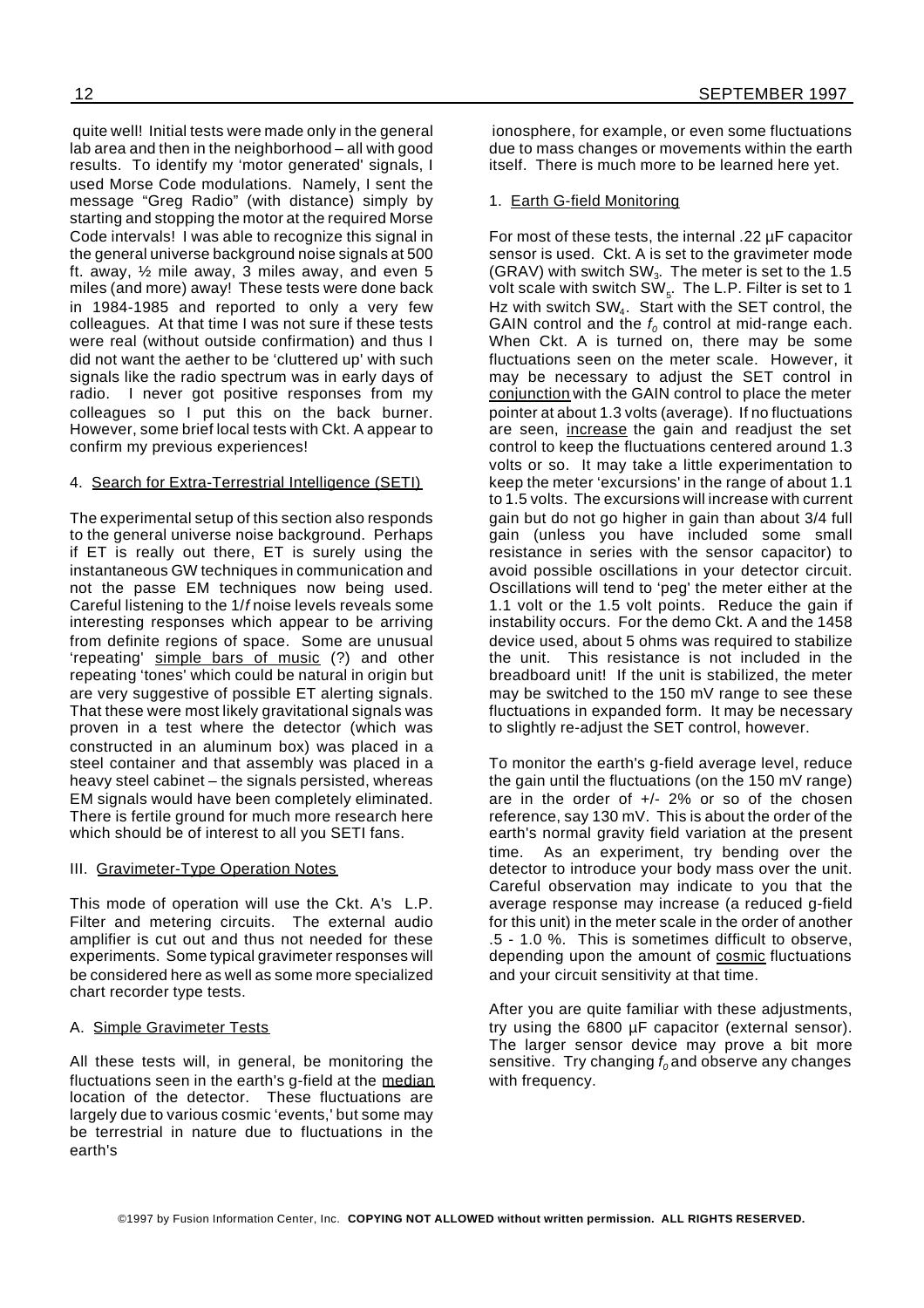quite well! Initial tests were made only in the general lab area and then in the neighborhood – all with good results. To identify my 'motor generated' signals, I used Morse Code modulations. Namely, I sent the message "Greg Radio" (with distance) simply by starting and stopping the motor at the required Morse Code intervals! I was able to recognize this signal in the general universe background noise signals at 500 ft. away, ½ mile away, 3 miles away, and even 5 miles (and more) away! These tests were done back in 1984-1985 and reported to only a very few colleagues. At that time I was not sure if these tests were real (without outside confirmation) and thus I did not want the aether to be 'cluttered up' with such signals like the radio spectrum was in early days of radio. I never got positive responses from my colleagues so I put this on the back burner. However, some brief local tests with Ckt. A appear to confirm my previous experiences!

4. Search for Extra-Terrestrial Intelligence (SETI)

The experimental setup of this section also responds to the general universe noise background. Perhaps if ET is really out there, ET is surely using the instantaneous GW techniques in communication and not the passe EM techniques now being used. Careful listening to the 1/*f* noise levels reveals some interesting responses which appear to be arriving from definite regions of space. Some are unusual 'repeating' simple bars of music (?) and other repeating 'tones' which could be natural in origin but are very suggestive of possible ET alerting signals. That these were most likely gravitational signals was proven in a test where the detector (which was constructed in an aluminum box) was placed in a steel container and that assembly was placed in a heavy steel cabinet – the signals persisted, whereas EM signals would have been completely eliminated. There is fertile ground for much more research here which should be of interest to all you SETI fans.

## III. Gravimeter-Type Operation Notes

This mode of operation will use the Ckt. A's L.P. Filter and metering circuits. The external audio amplifier is cut out and thus not needed for these experiments. Some typical gravimeter responses will be considered here as well as some more specialized chart recorder type tests.

### A. Simple Gravimeter Tests

All these tests will, in general, be monitoring the fluctuations seen in the earth's g-field at the median location of the detector. These fluctuations are largely due to various cosmic 'events,' but some may be terrestrial in nature due to fluctuations in the earth's ionosphere, for example, or even some fluctuations due to mass changes or movements within the earth itself. There is much more to be learned here yet.

1. Earth G-field Monitoring

For most of these tests, the internal .22 µF capacitor sensor is used. Ckt. A is set to the gravimeter mode (GRAV) with switch $SW_3$. The meter is set to the 1.5 volt scale with switch $SW_5$. The L.P. Filter is set to 1 Hz with switch $SW_4$. Start with the SET control, the GAIN control and the $f_0$ control at mid-range each. When Ckt. A is turned on, there may be some fluctuations seen on the meter scale. However, it may be necessary to adjust the SET control in conjunction with the GAIN control to place the meter pointer at about 1.3 volts (average). If no fluctuations are seen, increase the gain and readjust the set control to keep the fluctuations centered around 1.3 volts or so. It may take a little experimentation to keep the meter 'excursions' in the range of about 1.1 to 1.5 volts. The excursions will increase with current gain but do not go higher in gain than about 3/4 full gain (unless you have included some small resistance in series with the sensor capacitor) to avoid possible oscillations in your detector circuit. Oscillations will tend to 'peg' the meter either at the 1.1 volt or the 1.5 volt points. Reduce the gain if instability occurs. For the demo Ckt. A and the 1458 device used, about 5 ohms was required to stabilize the unit. This resistance is not included in the breadboard unit! If the unit is stabilized, the meter may be switched to the 150 mV range to see these fluctuations in expanded form. It may be necessary to slightly re-adjust the SET control, however.

To monitor the earth's g-field average level, reduce the gain until the fluctuations (on the 150 mV range) are in the order of +/- 2% or so of the chosen reference, say 130 mV. This is about the order of the earth's normal gravity field variation at the present time. As an experiment, try bending over the detector to introduce your body mass over the unit. Careful observation may indicate to you that the average response may increase (a reduced g-field for this unit) in the meter scale in the order of another .5 - 1.0 %. This is sometimes difficult to observe, depending upon the amount of cosmic fluctuations and your circuit sensitivity at that time.

After you are quite familiar with these adjustments, try using the 6800 µF capacitor (external sensor). The larger sensor device may prove a bit more sensitive. Try changing $f_0$ and observe any changes with frequency.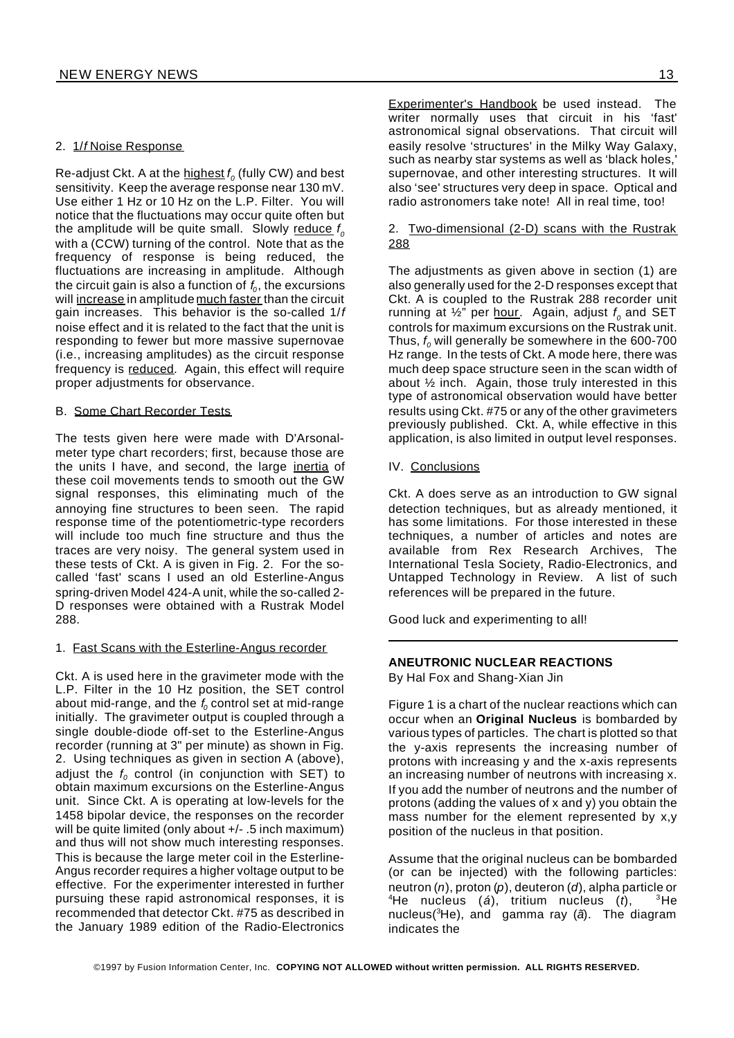2. 1/*f* Noise Response

Re-adjust Ckt. A at the highest $f_o$ (fully CW) and best sensitivity. Keep the average response near 130 mV. Use either 1 Hz or 10 Hz on the L.P. Filter. You will notice that the fluctuations may occur quite often but the amplitude will be quite small. Slowly reduce $f_o$ with a (CCW) turning of the control. Note that as the frequency of response is being reduced, the fluctuations are increasing in amplitude. Although the circuit gain is also a function of $f_o$, the excursions will increase in amplitude much faster than the circuit gain increases. This behavior is the so-called 1/*f* noise effect and it is related to the fact that the unit is responding to fewer but more massive supernovae (i.e., increasing amplitudes) as the circuit response frequency is reduced. Again, this effect will require proper adjustments for observance.

B. Some Chart Recorder Tests

The tests given here were made with D'Arsonal-meter type chart recorders; first, because those are the units I have, and second, the large inertia of these coil movements tends to smooth out the GW signal responses, this eliminating much of the annoying fine structures to been seen. The rapid response time of the potentiometric-type recorders will include too much fine structure and thus the traces are very noisy. The general system used in these tests of Ckt. A is given in Fig. 2. For the so-called 'fast' scans I used an old Esterline-Angus spring-driven Model 424-A unit, while the so-called 2-D responses were obtained with a Rustrak Model 288.

1. Fast Scans with the Esterline-Angus recorder

Ckt. A is used here in the gravimeter mode with the L.P. Filter in the 10 Hz position, the SET control about mid-range, and the $f_o$ control set at mid-range initially. The gravimeter output is coupled through a single double-diode off-set to the Esterline-Angus recorder (running at 3" per minute) as shown in Fig. 2. Using techniques as given in section A (above), adjust the $f_o$ control (in conjunction with SET) to obtain maximum excursions on the Esterline-Angus unit. Since Ckt. A is operating at low-levels for the 1458 bipolar device, the responses on the recorder will be quite limited (only about +/- .5 inch maximum) and thus will not show much interesting responses. This is because the large meter coil in the Esterline-Angus recorder requires a higher voltage output to be effective. For the experimenter interested in further pursuing these rapid astronomical responses, it is recommended that detector Ckt. #75 as described in the January 1989 edition of the Radio-Electronics Experimenter's Handbook be used instead. The writer normally uses that circuit in his 'fast' astronomical signal observations. That circuit will easily resolve 'structures' in the Milky Way Galaxy, such as nearby star systems as well as 'black holes,' supernovae, and other interesting structures. It will also 'see' structures very deep in space. Optical and radio astronomers take note! All in real time, too!

2. Two-dimensional (2-D) scans with the Rustrak 288

The adjustments as given above in section (1) are also generally used for the 2-D responses except that Ckt. A is coupled to the Rustrak 288 recorder unit running at ½" per hour. Again, adjust $f_o$ and SET controls for maximum excursions on the Rustrak unit. Thus, $f_o$ will generally be somewhere in the 600-700 Hz range. In the tests of Ckt. A mode here, there was much deep space structure seen in the scan width of about ½ inch. Again, those truly interested in this type of astronomical observation would have better results using Ckt. #75 or any of the other gravimeters previously published. Ckt. A, while effective in this application, is also limited in output level responses.

IV. Conclusions

Ckt. A does serve as an introduction to GW signal detection techniques, but as already mentioned, it has some limitations. For those interested in these techniques, a number of articles and notes are available from Rex Research Archives, The International Tesla Society, Radio-Electronics, and Untapped Technology in Review. A list of such references will be prepared in the future.

Good luck and experimenting to all!

---

## ANEUTRONIC NUCLEAR REACTIONS

By Hal Fox and Shang-Xian Jin

Figure 1 is a chart of the nuclear reactions which can occur when an **Original Nucleus** is bombarded by various types of particles. The chart is plotted so that the y-axis represents the increasing number of protons with increasing y and the x-axis represents an increasing number of neutrons with increasing x. If you add the number of neutrons and the number of protons (adding the values of x and y) you obtain the mass number for the element represented by x,y position of the nucleus in that position.

Assume that the original nucleus can be bombarded (or can be injected) with the following particles: neutron (*n*), proton (*p*), deuteron (*d*), alpha particle or $^4$He nucleus (*á*), tritium nucleus (*t*), $^3$He nucleus($^3$He), and gamma ray (*ã*). The diagram indicates the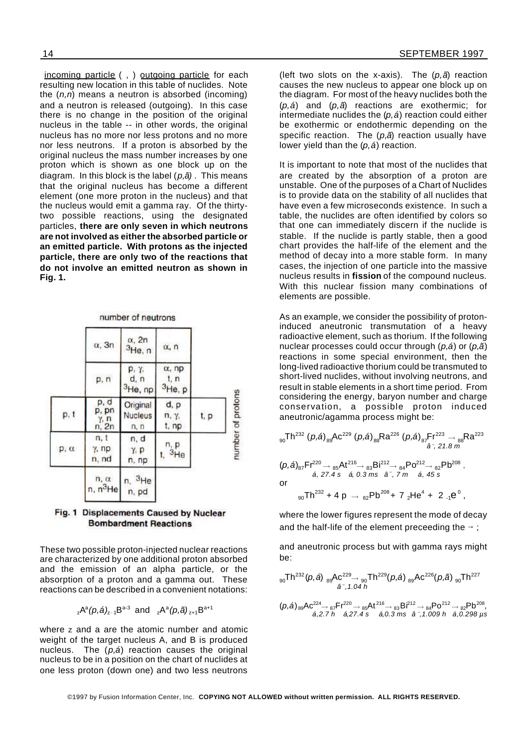incoming particle ( , ) outgoing particle for each resulting new location in this table of nuclides. Note the $(n,n)$ means a neutron is absorbed (incoming) and a neutron is released (outgoing). In this case there is no change in the position of the original nucleus in the table -- in other words, the original nucleus has no more nor less protons and no more nor less neutrons. If a proton is absorbed by the original nucleus the mass number increases by one proton which is shown as one block up on the diagram. In this block is the label $(p,\gamma)$. This means that the original nucleus has become a different element (one more proton in the nucleus) and that the nucleus would emit a gamma ray. Of the thirty-two possible reactions, using the designated particles, **there are only seven in which neutrons are not involved as either the absorbed particle or an emitted particle. With protons as the injected particle, there are only two of the reactions that do not involve an emitted neutron as shown in Fig. 1.**

number of neutrons (horizontal axis); number of protons (vertical axis)

| | | | | |
|---|---|---|---|---|
| | α, 3n | α, 2n<br>$^3$He, n | α, n | |
| | p, n | p, γ<br>d, n<br>$^3$He, np | α, np<br>t, n<br>$^3$He, p | |
| p, t | p, d<br>p, pn<br>γ, n<br>n, 2n | Original Nucleus<br>n, n | d, p<br>n, γ<br>t, np | t, p |
| p, α | n, t<br>γ, np<br>n, nd | n, d<br>γ, p<br>n, np | n, p<br>t, $^3$He | |
| | n, α<br>n, $^3$He | n, $^3$He<br>n, pd | | |

**Fig. 1 Displacements Caused by Nuclear Bombardment Reactions**

These two possible proton-injected nuclear reactions are characterized by one additional proton absorbed and the emission of an alpha particle, or the absorption of a proton and a gamma out. These reactions can be described in a convenient notations:

$$_{z}A^{a}(p,\alpha)_{z-1}B^{a-3} \quad \text{and} \quad _{z}A^{a}(p,\gamma)_{z+1}B^{a+1}$$

where z and a are the atomic number and atomic weight of the target nucleus A, and B is produced nucleus. The $(p,\alpha)$ reaction causes the original nucleus to be in a position on the chart of nuclides at one less proton (down one) and two less neutrons (left two slots on the x-axis). The $(p,\gamma)$ reaction causes the new nucleus to appear one block up on the diagram. For most of the heavy nuclides both the $(p,\alpha)$ and $(p,\gamma)$ reactions are exothermic; for intermediate nuclides the $(p,\alpha)$ reaction could either be exothermic or endothermic depending on the specific reaction. The $(p,\gamma)$ reaction usually have lower yield than the $(p,\alpha)$ reaction.

It is important to note that most of the nuclides that are created by the absorption of a proton are unstable. One of the purposes of a Chart of Nuclides is to provide data on the stability of all nuclides that have even a few microseconds existence. In such a table, the nuclides are often identified by colors so that one can immediately discern if the nuclide is stable. If the nuclide is partly stable, then a good chart provides the half-life of the element and the method of decay into a more stable form. In many cases, the injection of one particle into the massive nucleus results in **fission** of the compound nucleus. With this nuclear fission many combinations of elements are possible.

As an example, we consider the possibility of proton-induced aneutronic transmutation of a heavy radioactive element, such as thorium. If the following nuclear processes could occur through $(p,\alpha)$ or $(p,\gamma)$ reactions in some special environment, then the long-lived radioactive thorium could be transmuted to short-lived nuclides, without involving neutrons, and result in stable elements in a short time period. From considering the energy, baryon number and charge conservation, a possible proton induced aneutronic/agamma process might be:

$$_{90}Th^{232}\,(p,\alpha)_{89}Ac^{229}\,(p,\alpha)_{88}Ra^{226}\,(p,\alpha)_{87}Fr^{223} \xrightarrow[\beta^-,\ 21.8\ m]{} {}_{88}Ra^{223}$$

$$(p,\alpha)_{87}Fr^{220} \xrightarrow[\alpha,\ 27.4\ s]{} {}_{85}At^{216} \xrightarrow[\alpha,\ 0.3\ ms]{} {}_{83}Bi^{212} \xrightarrow[\beta^-,\ 7\ m]{} {}_{84}Po^{212} \xrightarrow[\alpha,\ 45\ s]{} {}_{82}Pb^{208},$$

or

$$_{90}Th^{232} + 4\ p \rightarrow {}_{82}Pb^{208} + 7\ {}_{2}He^{4} + 2\ {}_{-1}e^{0},$$

where the lower figures represent the mode of decay and the half-life of the element preceeding the →;

and aneutronic process but with gamma rays might be:

$$_{90}Th^{232}(p,\gamma)\ {}_{89}Ac^{229} \xrightarrow[\beta^-,1.04\ h]{} {}_{90}Th^{229}(p,\alpha)\ {}_{89}Ac^{226}(p,\gamma)\ {}_{90}Th^{227}$$

$$(p,\alpha)_{89}Ac^{224} \xrightarrow[\alpha,2.7\ h]{} {}_{87}Fr^{220} \xrightarrow[\alpha,27.4\ s]{} {}_{85}At^{216} \xrightarrow[\alpha,0.3\ ms]{} {}_{83}Bi^{212} \xrightarrow[\beta^-,1.009\ h]{} {}_{84}Po^{212} \xrightarrow[\alpha,0.298\ \mu s]{} {}_{82}Pb^{208},$$

©1997 by Fusion Information Center, Inc. **COPYING NOT ALLOWED without written permission. ALL RIGHTS RESERVED.**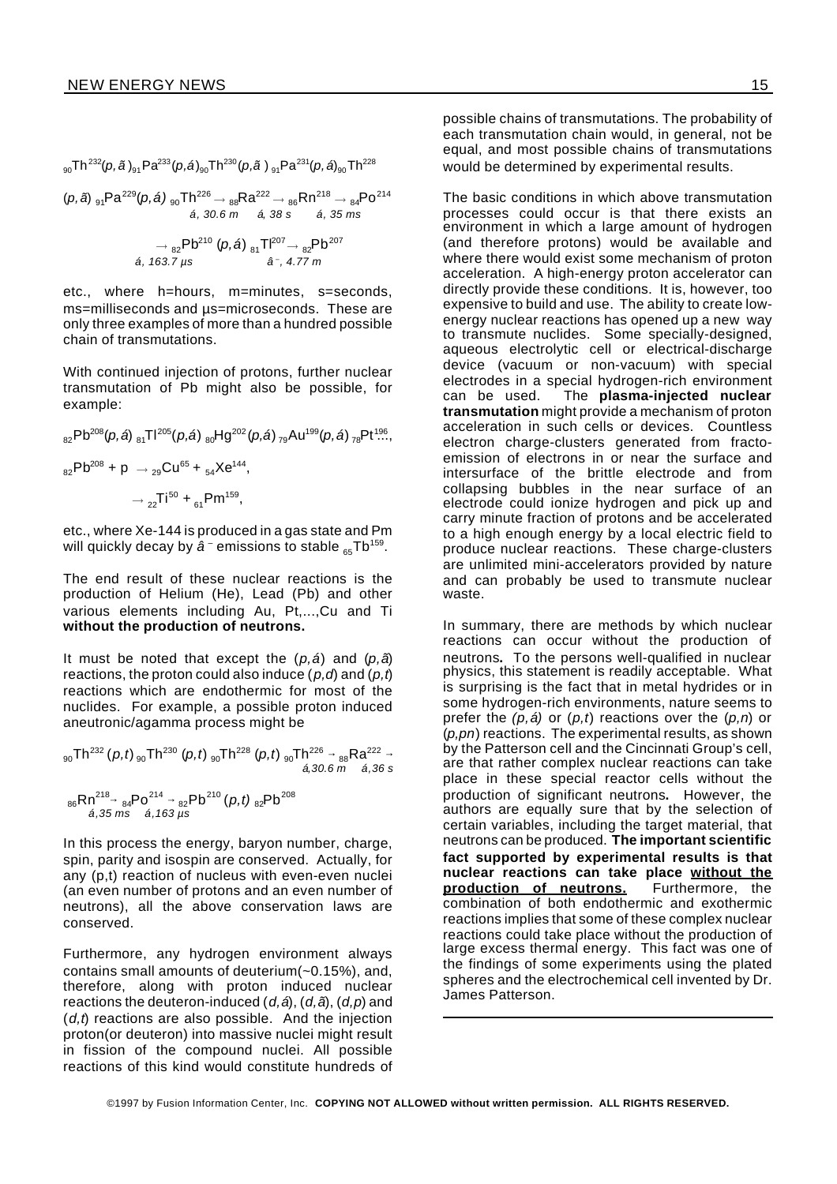$$ {}_{90}Th^{232}(p,\tilde{a})_{91}Pa^{233}(p,\acute{a})_{90}Th^{230}(p,\tilde{a})\ {}_{91}Pa^{231}(p,\acute{a})_{90}Th^{228} $$

$$ (p,\tilde{a})\ {}_{91}Pa^{229}(p,\acute{a})\ {}_{90}Th^{226} \xrightarrow[\acute{a},\ 30.6\ m]{} {}_{88}Ra^{222} \xrightarrow[\acute{a},\ 38\ s]{} {}_{86}Rn^{218} \xrightarrow[\acute{a},\ 35\ ms]{} {}_{84}Po^{214} $$

$$ \xrightarrow[\acute{a},\ 163.7\ \mu s]{} {}_{82}Pb^{210}\ (p,\acute{a})\ {}_{81}Tl^{207} \xrightarrow[\hat{a}^-,\ 4.77\ m]{} {}_{82}Pb^{207} $$

etc., where h=hours, m=minutes, s=seconds, ms=milliseconds and µs=microseconds. These are only three examples of more than a hundred possible chain of transmutations.

With continued injection of protons, further nuclear transmutation of Pb might also be possible, for example:

$$ {}_{82}Pb^{208}(p,\acute{a})\ {}_{81}Tl^{205}(p,\acute{a})\ {}_{80}Hg^{202}(p,\acute{a})\ {}_{79}Au^{199}(p,\acute{a})\ {}_{78}Pt^{196}..., $$

$$ {}_{82}Pb^{208} + p \rightarrow {}_{29}Cu^{65} + {}_{54}Xe^{144}, $$

$$ \rightarrow {}_{22}Ti^{50} + {}_{61}Pm^{159}, $$

etc., where Xe-144 is produced in a gas state and Pm will quickly decay by $\hat{a}^-$ emissions to stable ${}_{65}Tb^{159}$.

The end result of these nuclear reactions is the production of Helium (He), Lead (Pb) and other various elements including Au, Pt,...,Cu and Ti **without the production of neutrons.**

It must be noted that except the $(p,\acute{a})$ and $(p,\tilde{a})$ reactions, the proton could also induce $(p,d)$ and $(p,t)$ reactions which are endothermic for most of the nuclides. For example, a possible proton induced aneutronic/agamma process might be

$$ {}_{90}Th^{232}\ (p,t)\ {}_{90}Th^{230}\ (p,t)\ {}_{90}Th^{228}\ (p,t)\ {}_{90}Th^{226} \xrightarrow[\acute{a},30.6\ m]{} {}_{88}Ra^{222} \xrightarrow[\acute{a},36\ s]{} $$

$$ {}_{86}Rn^{218} \xrightarrow[\acute{a},35\ ms]{} {}_{84}Po^{214} \xrightarrow[\acute{a},163\ \mu s]{} {}_{82}Pb^{210}\ (p,t)\ {}_{82}Pb^{208} $$

In this process the energy, baryon number, charge, spin, parity and isospin are conserved. Actually, for any (p,t) reaction of nucleus with even-even nuclei (an even number of protons and an even number of neutrons), all the above conservation laws are conserved.

Furthermore, any hydrogen environment always contains small amounts of deuterium(~0.15%), and, therefore, along with proton induced nuclear reactions the deuteron-induced $(d,\acute{a})$, $(d,\tilde{a})$, $(d,p)$ and $(d,t)$ reactions are also possible. And the injection proton(or deuteron) into massive nuclei might result in fission of the compound nuclei. All possible reactions of this kind would constitute hundreds of possible chains of transmutations. The probability of each transmutation chain would, in general, not be equal, and most possible chains of transmutations would be determined by experimental results.

The basic conditions in which above transmutation processes could occur is that there exists an environment in which a large amount of hydrogen (and therefore protons) would be available and where there would exist some mechanism of proton acceleration. A high-energy proton accelerator can directly provide these conditions. It is, however, too expensive to build and use. The ability to create low-energy nuclear reactions has opened up a new way to transmute nuclides. Some specially-designed, aqueous electrolytic cell or electrical-discharge device (vacuum or non-vacuum) with special electrodes in a special hydrogen-rich environment can be used. The **plasma-injected nuclear transmutation** might provide a mechanism of proton acceleration in such cells or devices. Countless electron charge-clusters generated from fracto-emission of electrons in or near the surface and intersurface of the brittle electrode and from collapsing bubbles in the near surface of an electrode could ionize hydrogen and pick up and carry minute fraction of protons and be accelerated to a high enough energy by a local electric field to produce nuclear reactions. These charge-clusters are unlimited mini-accelerators provided by nature and can probably be used to transmute nuclear waste.

In summary, there are methods by which nuclear reactions can occur without the production of neutrons**.** To the persons well-qualified in nuclear physics, this statement is readily acceptable. What is surprising is the fact that in metal hydrides or in some hydrogen-rich environments, nature seems to prefer the $(p,\acute{a})$ or $(p,t)$ reactions over the $(p,n)$ or $(p,pn)$ reactions. The experimental results, as shown by the Patterson cell and the Cincinnati Group's cell, are that rather complex nuclear reactions can take place in these special reactor cells without the production of significant neutrons**.** However, the authors are equally sure that by the selection of certain variables, including the target material, that neutrons can be produced. **The important scientific fact supported by experimental results is that nuclear reactions can take place <u>without the production of neutrons.</u>** Furthermore, the combination of both endothermic and exothermic reactions implies that some of these complex nuclear reactions could take place without the production of large excess thermal energy. This fact was one of the findings of some experiments using the plated spheres and the electrochemical cell invented by Dr. James Patterson.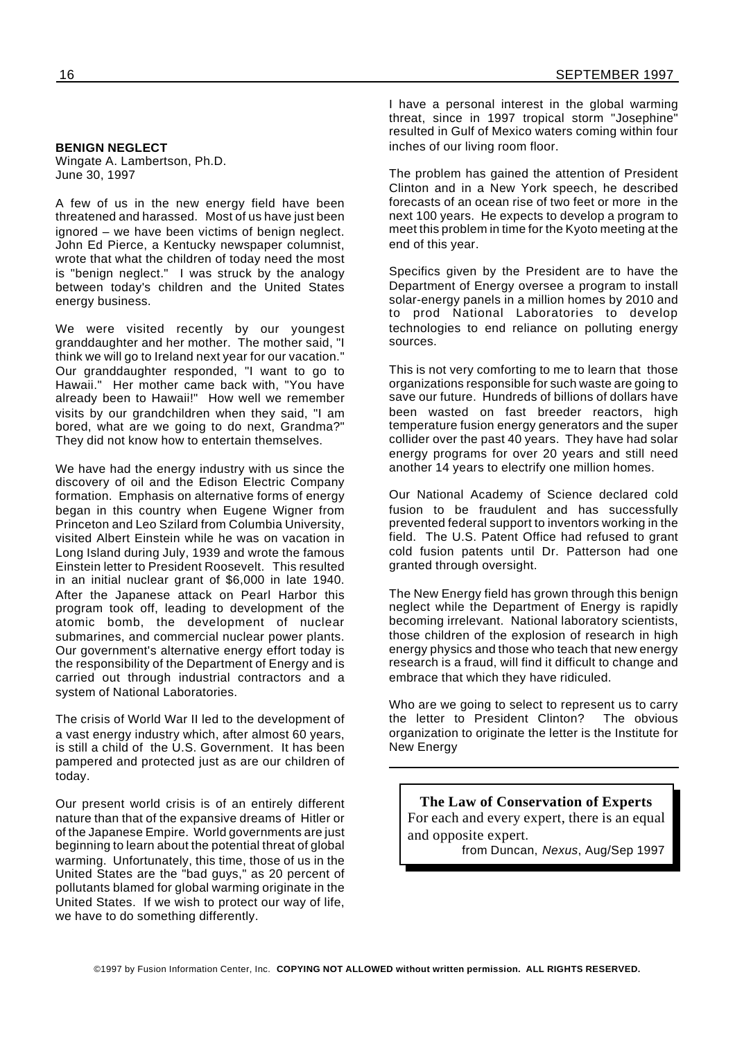## BENIGN NEGLECT

Wingate A. Lambertson, Ph.D.
June 30, 1997

A few of us in the new energy field have been threatened and harassed. Most of us have just been ignored – we have been victims of benign neglect. John Ed Pierce, a Kentucky newspaper columnist, wrote that what the children of today need the most is "benign neglect." I was struck by the analogy between today's children and the United States energy business.

We were visited recently by our youngest granddaughter and her mother. The mother said, "I think we will go to Ireland next year for our vacation." Our granddaughter responded, "I want to go to Hawaii." Her mother came back with, "You have already been to Hawaii!" How well we remember visits by our grandchildren when they said, "I am bored, what are we going to do next, Grandma?" They did not know how to entertain themselves.

We have had the energy industry with us since the discovery of oil and the Edison Electric Company formation. Emphasis on alternative forms of energy began in this country when Eugene Wigner from Princeton and Leo Szilard from Columbia University, visited Albert Einstein while he was on vacation in Long Island during July, 1939 and wrote the famous Einstein letter to President Roosevelt. This resulted in an initial nuclear grant of $6,000 in late 1940. After the Japanese attack on Pearl Harbor this program took off, leading to development of the atomic bomb, the development of nuclear submarines, and commercial nuclear power plants. Our government's alternative energy effort today is the responsibility of the Department of Energy and is carried out through industrial contractors and a system of National Laboratories.

The crisis of World War II led to the development of a vast energy industry which, after almost 60 years, is still a child of the U.S. Government. It has been pampered and protected just as are our children of today.

Our present world crisis is of an entirely different nature than that of the expansive dreams of Hitler or of the Japanese Empire. World governments are just beginning to learn about the potential threat of global warming. Unfortunately, this time, those of us in the United States are the "bad guys," as 20 percent of pollutants blamed for global warming originate in the United States. If we wish to protect our way of life, we have to do something differently.

I have a personal interest in the global warming threat, since in 1997 tropical storm "Josephine" resulted in Gulf of Mexico waters coming within four inches of our living room floor.

The problem has gained the attention of President Clinton and in a New York speech, he described forecasts of an ocean rise of two feet or more in the next 100 years. He expects to develop a program to meet this problem in time for the Kyoto meeting at the end of this year.

Specifics given by the President are to have the Department of Energy oversee a program to install solar-energy panels in a million homes by 2010 and to prod National Laboratories to develop technologies to end reliance on polluting energy sources.

This is not very comforting to me to learn that those organizations responsible for such waste are going to save our future. Hundreds of billions of dollars have been wasted on fast breeder reactors, high temperature fusion energy generators and the super collider over the past 40 years. They have had solar energy programs for over 20 years and still need another 14 years to electrify one million homes.

Our National Academy of Science declared cold fusion to be fraudulent and has successfully prevented federal support to inventors working in the field. The U.S. Patent Office had refused to grant cold fusion patents until Dr. Patterson had one granted through oversight.

The New Energy field has grown through this benign neglect while the Department of Energy is rapidly becoming irrelevant. National laboratory scientists, those children of the explosion of research in high energy physics and those who teach that new energy research is a fraud, will find it difficult to change and embrace that which they have ridiculed.

Who are we going to select to represent us to carry the letter to President Clinton? The obvious organization to originate the letter is the Institute for New Energy

---

**The Law of Conservation of Experts**

For each and every expert, there is an equal and opposite expert.

from Duncan, *Nexus*, Aug/Sep 1997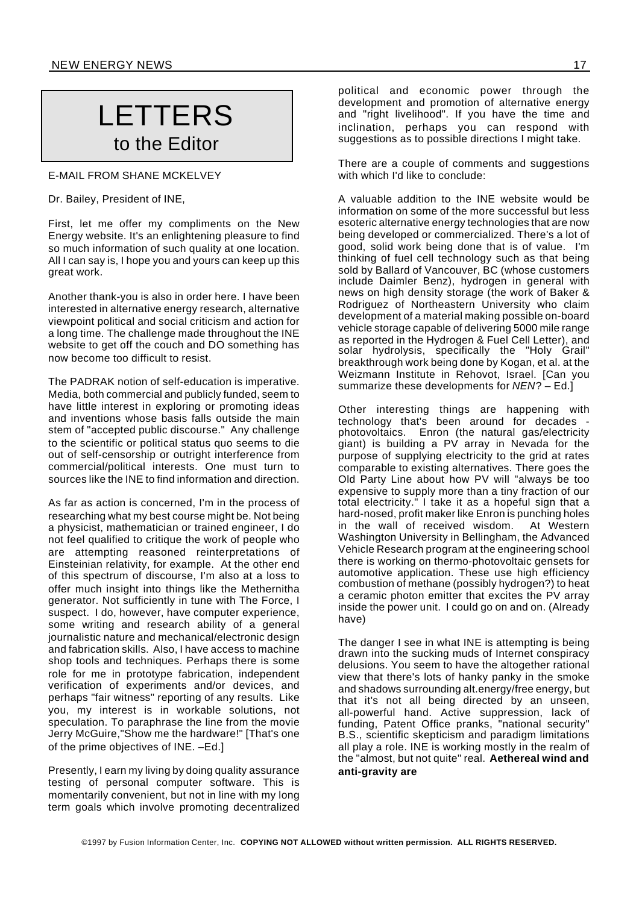# LETTERS
## to the Editor

E-MAIL FROM SHANE MCKELVEY

Dr. Bailey, President of INE,

First, let me offer my compliments on the New Energy website. It's an enlightening pleasure to find so much information of such quality at one location. All I can say is, I hope you and yours can keep up this great work.

Another thank-you is also in order here. I have been interested in alternative energy research, alternative viewpoint political and social criticism and action for a long time. The challenge made throughout the INE website to get off the couch and DO something has now become too difficult to resist.

The PADRAK notion of self-education is imperative. Media, both commercial and publicly funded, seem to have little interest in exploring or promoting ideas and inventions whose basis falls outside the main stem of "accepted public discourse." Any challenge to the scientific or political status quo seems to die out of self-censorship or outright interference from commercial/political interests. One must turn to sources like the INE to find information and direction.

As far as action is concerned, I'm in the process of researching what my best course might be. Not being a physicist, mathematician or trained engineer, I do not feel qualified to critique the work of people who are attempting reasoned reinterpretations of Einsteinian relativity, for example. At the other end of this spectrum of discourse, I'm also at a loss to offer much insight into things like the Methernitha generator. Not sufficiently in tune with The Force, I suspect. I do, however, have computer experience, some writing and research ability of a general journalistic nature and mechanical/electronic design and fabrication skills. Also, I have access to machine shop tools and techniques. Perhaps there is some role for me in prototype fabrication, independent verification of experiments and/or devices, and perhaps "fair witness" reporting of any results. Like you, my interest is in workable solutions, not speculation. To paraphrase the line from the movie Jerry McGuire,"Show me the hardware!" [That's one of the prime objectives of INE. –Ed.]

Presently, I earn my living by doing quality assurance testing of personal computer software. This is momentarily convenient, but not in line with my long term goals which involve promoting decentralized political and economic power through the development and promotion of alternative energy and "right livelihood". If you have the time and inclination, perhaps you can respond with suggestions as to possible directions I might take.

There are a couple of comments and suggestions with which I'd like to conclude:

A valuable addition to the INE website would be information on some of the more successful but less esoteric alternative energy technologies that are now being developed or commercialized. There's a lot of good, solid work being done that is of value. I'm thinking of fuel cell technology such as that being sold by Ballard of Vancouver, BC (whose customers include Daimler Benz), hydrogen in general with news on high density storage (the work of Baker & Rodriguez of Northeastern University who claim development of a material making possible on-board vehicle storage capable of delivering 5000 mile range as reported in the Hydrogen & Fuel Cell Letter), and solar hydrolysis, specifically the "Holy Grail" breakthrough work being done by Kogan, et al. at the Weizmann Institute in Rehovot, Israel. [Can you summarize these developments for *NEN*? – Ed.]

Other interesting things are happening with technology that's been around for decades - photovoltaics. Enron (the natural gas/electricity giant) is building a PV array in Nevada for the purpose of supplying electricity to the grid at rates comparable to existing alternatives. There goes the Old Party Line about how PV will "always be too expensive to supply more than a tiny fraction of our total electricity." I take it as a hopeful sign that a hard-nosed, profit maker like Enron is punching holes in the wall of received wisdom. At Western Washington University in Bellingham, the Advanced Vehicle Research program at the engineering school there is working on thermo-photovoltaic gensets for automotive application. These use high efficiency combustion of methane (possibly hydrogen?) to heat a ceramic photon emitter that excites the PV array inside the power unit. I could go on and on. (Already have)

The danger I see in what INE is attempting is being drawn into the sucking muds of Internet conspiracy delusions. You seem to have the altogether rational view that there's lots of hanky panky in the smoke and shadows surrounding alt.energy/free energy, but that it's not all being directed by an unseen, all-powerful hand. Active suppression, lack of funding, Patent Office pranks, "national security" B.S., scientific skepticism and paradigm limitations all play a role. INE is working mostly in the realm of the "almost, but not quite" real. **Aethereal wind and anti-gravity are**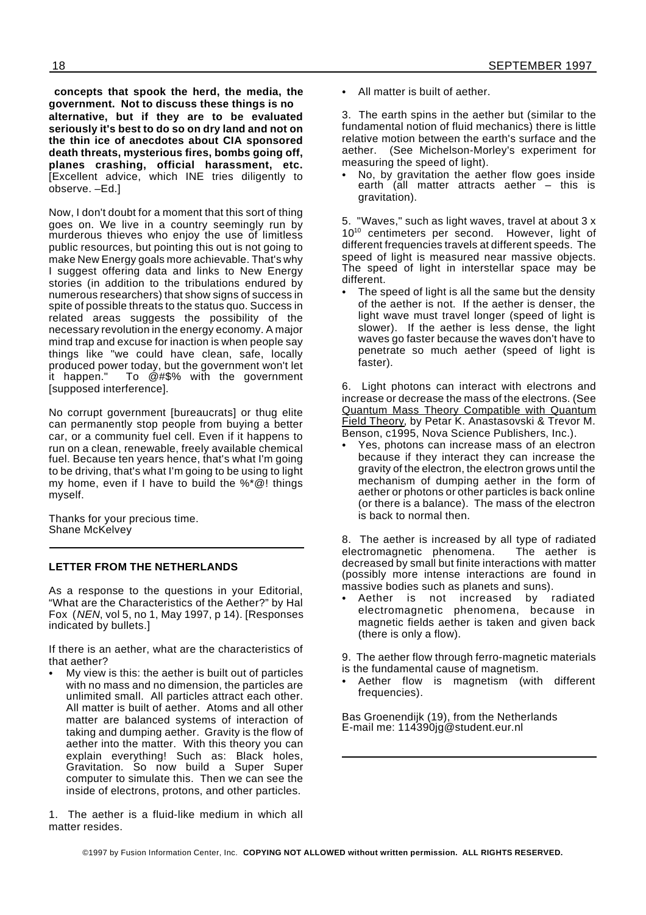**concepts that spook the herd, the media, the government. Not to discuss these things is no alternative, but if they are to be evaluated seriously it's best to do so on dry land and not on the thin ice of anecdotes about CIA sponsored death threats, mysterious fires, bombs going off, planes crashing, official harassment, etc.** [Excellent advice, which INE tries diligently to observe. –Ed.]

Now, I don't doubt for a moment that this sort of thing goes on. We live in a country seemingly run by murderous thieves who enjoy the use of limitless public resources, but pointing this out is not going to make New Energy goals more achievable. That's why I suggest offering data and links to New Energy stories (in addition to the tribulations endured by numerous researchers) that show signs of success in spite of possible threats to the status quo. Success in related areas suggests the possibility of the necessary revolution in the energy economy. A major mind trap and excuse for inaction is when people say things like "we could have clean, safe, locally produced power today, but the government won't let it happen." To @#$% with the government [supposed interference].

No corrupt government [bureaucrats] or thug elite can permanently stop people from buying a better car, or a community fuel cell. Even if it happens to run on a clean, renewable, freely available chemical fuel. Because ten years hence, that's what I'm going to be driving, that's what I'm going to be using to light my home, even if I have to build the %*@! things myself.

Thanks for your precious time.
Shane McKelvey

---

### LETTER FROM THE NETHERLANDS

As a response to the questions in your Editorial, "What are the Characteristics of the Aether?" by Hal Fox (*NEN*, vol 5, no 1, May 1997, p 14). [Responses indicated by bullets.]

If there is an aether, what are the characteristics of that aether?

- My view is this: the aether is built out of particles with no mass and no dimension, the particles are unlimited small. All particles attract each other. All matter is built of aether. Atoms and all other matter are balanced systems of interaction of taking and dumping aether. Gravity is the flow of aether into the matter. With this theory you can explain everything! Such as: Black holes, Gravitation. So now build a Super Super computer to simulate this. Then we can see the inside of electrons, protons, and other particles.

1. The aether is a fluid-like medium in which all matter resides.

- All matter is built of aether.

3. The earth spins in the aether but (similar to the fundamental notion of fluid mechanics) there is little relative motion between the earth's surface and the aether. (See Michelson-Morley's experiment for measuring the speed of light).

- No, by gravitation the aether flow goes inside earth (all matter attracts aether – this is gravitation).

5. "Waves," such as light waves, travel at about 3 x $10^{10}$ centimeters per second. However, light of different frequencies travels at different speeds. The speed of light is measured near massive objects. The speed of light in interstellar space may be different.

- The speed of light is all the same but the density of the aether is not. If the aether is denser, the light wave must travel longer (speed of light is slower). If the aether is less dense, the light waves go faster because the waves don't have to penetrate so much aether (speed of light is faster).

6. Light photons can interact with electrons and increase or decrease the mass of the electrons. (See Quantum Mass Theory Compatible with Quantum Field Theory, by Petar K. Anastasovski & Trevor M. Benson, c1995, Nova Science Publishers, Inc.).

- Yes, photons can increase mass of an electron because if they interact they can increase the gravity of the electron, the electron grows until the mechanism of dumping aether in the form of aether or photons or other particles is back online (or there is a balance). The mass of the electron is back to normal then.

8. The aether is increased by all type of radiated electromagnetic phenomena. The aether is decreased by small but finite interactions with matter (possibly more intense interactions are found in massive bodies such as planets and suns).

- Aether is not increased by radiated electromagnetic phenomena, because in magnetic fields aether is taken and given back (there is only a flow).

9. The aether flow through ferro-magnetic materials is the fundamental cause of magnetism.

- Aether flow is magnetism (with different frequencies).

Bas Groenendijk (19), from the Netherlands
E-mail me: 114390jg@student.eur.nl

---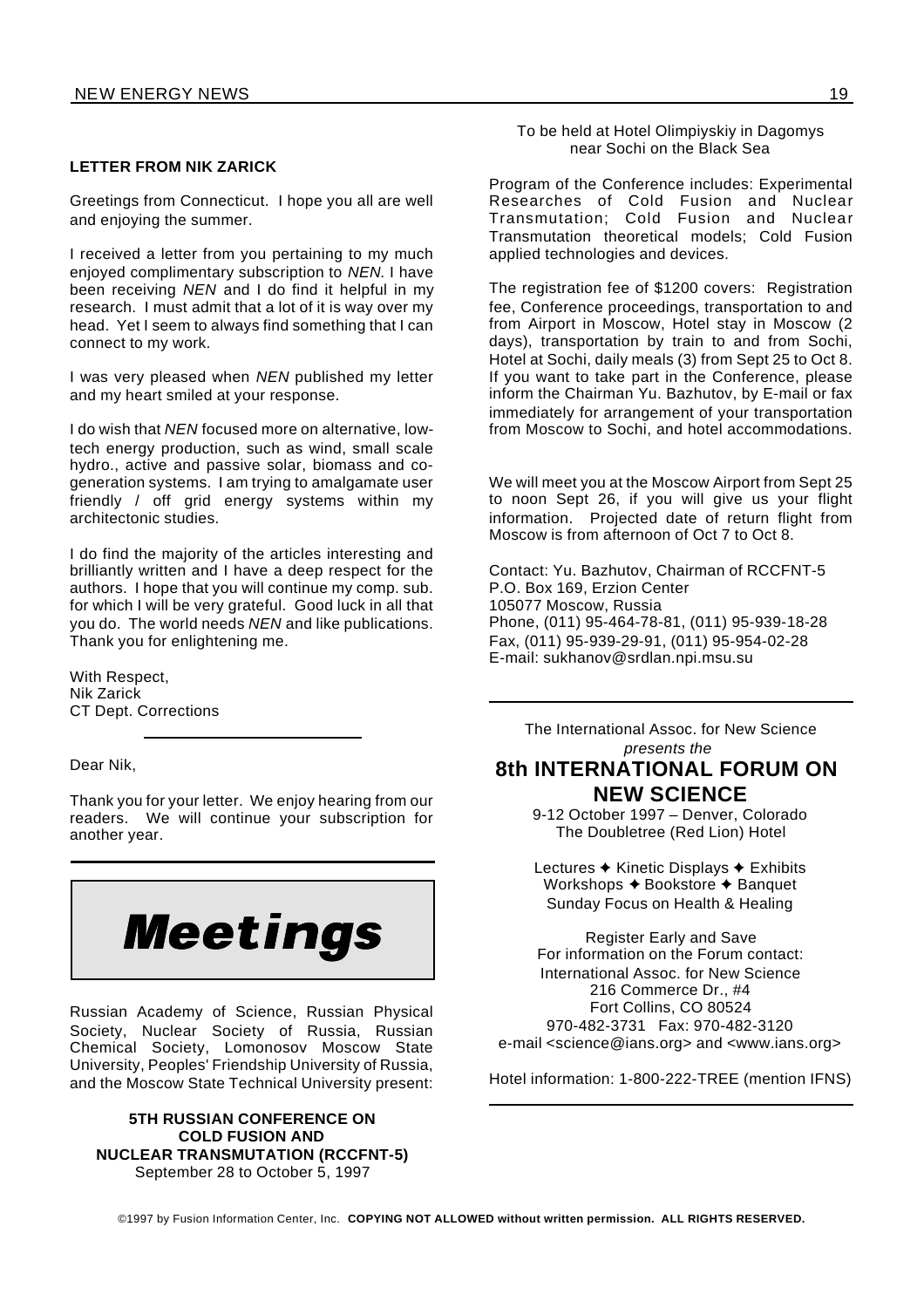### LETTER FROM NIK ZARICK

Greetings from Connecticut. I hope you all are well and enjoying the summer.

I received a letter from you pertaining to my much enjoyed complimentary subscription to *NEN*. I have been receiving *NEN* and I do find it helpful in my research. I must admit that a lot of it is way over my head. Yet I seem to always find something that I can connect to my work.

I was very pleased when *NEN* published my letter and my heart smiled at your response.

I do wish that *NEN* focused more on alternative, low-tech energy production, such as wind, small scale hydro., active and passive solar, biomass and co-generation systems. I am trying to amalgamate user friendly / off grid energy systems within my architectonic studies.

I do find the majority of the articles interesting and brilliantly written and I have a deep respect for the authors. I hope that you will continue my comp. sub. for which I will be very grateful. Good luck in all that you do. The world needs *NEN* and like publications. Thank you for enlightening me.

With Respect,
Nik Zarick
CT Dept. Corrections

---

Dear Nik,

Thank you for your letter. We enjoy hearing from our readers. We will continue your subscription for another year.

---

# *Meetings*

Russian Academy of Science, Russian Physical Society, Nuclear Society of Russia, Russian Chemical Society, Lomonosov Moscow State University, Peoples' Friendship University of Russia, and the Moscow State Technical University present:

**5TH RUSSIAN CONFERENCE ON COLD FUSION AND NUCLEAR TRANSMUTATION (RCCFNT-5)**
September 28 to October 5, 1997

To be held at Hotel Olimpiyskiy in Dagomys near Sochi on the Black Sea

Program of the Conference includes: Experimental Researches of Cold Fusion and Nuclear Transmutation; Cold Fusion and Nuclear Transmutation theoretical models; Cold Fusion applied technologies and devices.

The registration fee of $1200 covers: Registration fee, Conference proceedings, transportation to and from Airport in Moscow, Hotel stay in Moscow (2 days), transportation by train to and from Sochi, Hotel at Sochi, daily meals (3) from Sept 25 to Oct 8. If you want to take part in the Conference, please inform the Chairman Yu. Bazhutov, by E-mail or fax immediately for arrangement of your transportation from Moscow to Sochi, and hotel accommodations.

We will meet you at the Moscow Airport from Sept 25 to noon Sept 26, if you will give us your flight information. Projected date of return flight from Moscow is from afternoon of Oct 7 to Oct 8.

Contact: Yu. Bazhutov, Chairman of RCCFNT-5
P.O. Box 169, Erzion Center
105077 Moscow, Russia
Phone, (011) 95-464-78-81, (011) 95-939-18-28
Fax, (011) 95-939-29-91, (011) 95-954-02-28
E-mail: sukhanov@srdlan.npi.msu.su

---

The International Assoc. for New Science
*presents the*

## 8th INTERNATIONAL FORUM ON NEW SCIENCE

9-12 October 1997 – Denver, Colorado
The Doubletree (Red Lion) Hotel

Lectures ✦ Kinetic Displays ✦ Exhibits
Workshops ✦ Bookstore ✦ Banquet
Sunday Focus on Health & Healing

Register Early and Save
For information on the Forum contact:
International Assoc. for New Science
216 Commerce Dr., #4
Fort Collins, CO 80524
970-482-3731 Fax: 970-482-3120
e-mail <science@ians.org> and <www.ians.org>

Hotel information: 1-800-222-TREE (mention IFNS)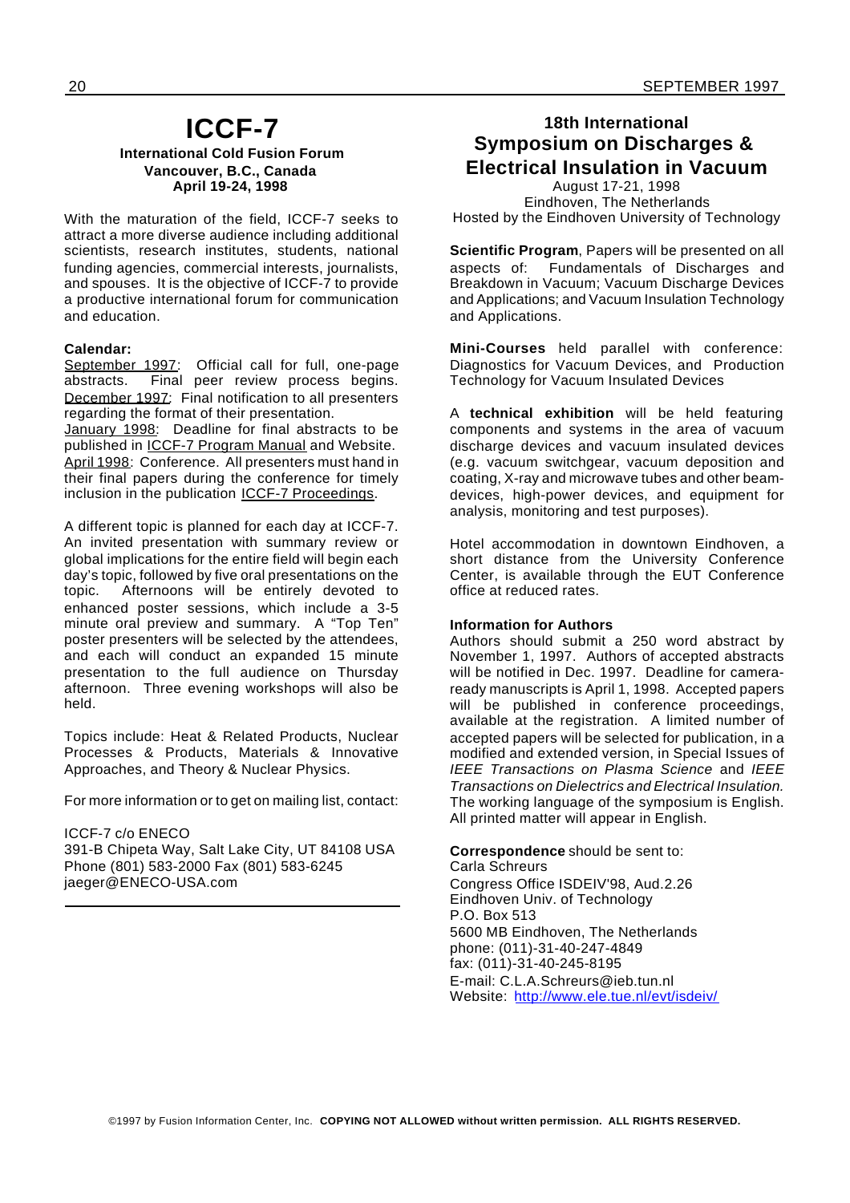# ICCF-7

**International Cold Fusion Forum**
**Vancouver, B.C., Canada**
**April 19-24, 1998**

With the maturation of the field, ICCF-7 seeks to attract a more diverse audience including additional scientists, research institutes, students, national funding agencies, commercial interests, journalists, and spouses. It is the objective of ICCF-7 to provide a productive international forum for communication and education.

**Calendar:**
September 1997: Official call for full, one-page abstracts. Final peer review process begins.
December 1997: Final notification to all presenters regarding the format of their presentation.
January 1998: Deadline for final abstracts to be published in ICCF-7 Program Manual and Website.
April 1998: Conference. All presenters must hand in their final papers during the conference for timely inclusion in the publication ICCF-7 Proceedings.

A different topic is planned for each day at ICCF-7. An invited presentation with summary review or global implications for the entire field will begin each day's topic, followed by five oral presentations on the topic. Afternoons will be entirely devoted to enhanced poster sessions, which include a 3-5 minute oral preview and summary. A "Top Ten" poster presenters will be selected by the attendees, and each will conduct an expanded 15 minute presentation to the full audience on Thursday afternoon. Three evening workshops will also be held.

Topics include: Heat & Related Products, Nuclear Processes & Products, Materials & Innovative Approaches, and Theory & Nuclear Physics.

For more information or to get on mailing list, contact:

ICCF-7 c/o ENECO
391-B Chipeta Way, Salt Lake City, UT 84108 USA
Phone (801) 583-2000 Fax (801) 583-6245
jaeger@ENECO-USA.com

---

## 18th International Symposium on Discharges & Electrical Insulation in Vacuum

August 17-21, 1998
Eindhoven, The Netherlands
Hosted by the Eindhoven University of Technology

**Scientific Program**, Papers will be presented on all aspects of: Fundamentals of Discharges and Breakdown in Vacuum; Vacuum Discharge Devices and Applications; and Vacuum Insulation Technology and Applications.

**Mini-Courses** held parallel with conference: Diagnostics for Vacuum Devices, and Production Technology for Vacuum Insulated Devices

A **technical exhibition** will be held featuring components and systems in the area of vacuum discharge devices and vacuum insulated devices (e.g. vacuum switchgear, vacuum deposition and coating, X-ray and microwave tubes and other beam-devices, high-power devices, and equipment for analysis, monitoring and test purposes).

Hotel accommodation in downtown Eindhoven, a short distance from the University Conference Center, is available through the EUT Conference office at reduced rates.

**Information for Authors**
Authors should submit a 250 word abstract by November 1, 1997. Authors of accepted abstracts will be notified in Dec. 1997. Deadline for camera-ready manuscripts is April 1, 1998. Accepted papers will be published in conference proceedings, available at the registration. A limited number of accepted papers will be selected for publication, in a modified and extended version, in Special Issues of *IEEE Transactions on Plasma Science* and *IEEE Transactions on Dielectrics and Electrical Insulation.* The working language of the symposium is English. All printed matter will appear in English.

**Correspondence** should be sent to:
Carla Schreurs
Congress Office ISDEIV'98, Aud.2.26
Eindhoven Univ. of Technology
P.O. Box 513
5600 MB Eindhoven, The Netherlands
phone: (011)-31-40-247-4849
fax: (011)-31-40-245-8195
E-mail: C.L.A.Schreurs@ieb.tun.nl
Website: http://www.ele.tue.nl/evt/isdeiv/

©1997 by Fusion Information Center, Inc. **COPYING NOT ALLOWED without written permission. ALL RIGHTS RESERVED.**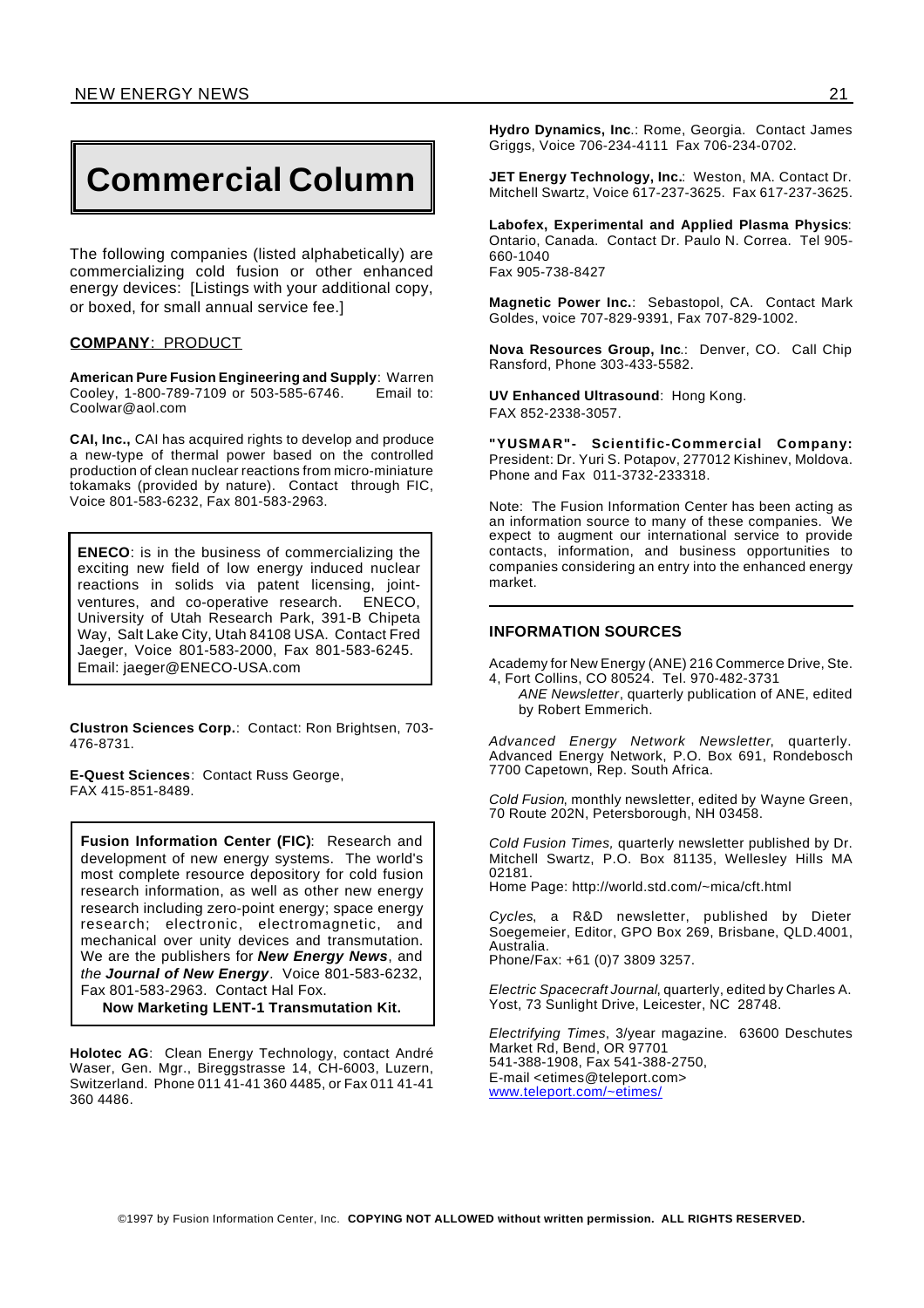# Commercial Column

The following companies (listed alphabetically) are commercializing cold fusion or other enhanced energy devices: [Listings with your additional copy, or boxed, for small annual service fee.]

**COMPANY**: PRODUCT

**American Pure Fusion Engineering and Supply**: Warren Cooley, 1-800-789-7109 or 503-585-6746. Email to: Coolwar@aol.com

**CAI, Inc.,** CAI has acquired rights to develop and produce a new-type of thermal power based on the controlled production of clean nuclear reactions from micro-miniature tokamaks (provided by nature). Contact through FIC, Voice 801-583-6232, Fax 801-583-2963.

**ENECO**: is in the business of commercializing the exciting new field of low energy induced nuclear reactions in solids via patent licensing, joint-ventures, and co-operative research. ENECO, University of Utah Research Park, 391-B Chipeta Way, Salt Lake City, Utah 84108 USA. Contact Fred Jaeger, Voice 801-583-2000, Fax 801-583-6245. Email: jaeger@ENECO-USA.com

**Clustron Sciences Corp.**: Contact: Ron Brightsen, 703-476-8731.

**E-Quest Sciences**: Contact Russ George, FAX 415-851-8489.

**Fusion Information Center (FIC)**: Research and development of new energy systems. The world's most complete resource depository for cold fusion research information, as well as other new energy research including zero-point energy; space energy research; electronic, electromagnetic, and mechanical over unity devices and transmutation. We are the publishers for ***New Energy News***, and *the* ***Journal of New Energy***. Voice 801-583-6232, Fax 801-583-2963. Contact Hal Fox.

**Now Marketing LENT-1 Transmutation Kit.**

**Holotec AG**: Clean Energy Technology, contact André Waser, Gen. Mgr., Bireggstrasse 14, CH-6003, Luzern, Switzerland. Phone 011 41-41 360 4485, or Fax 011 41-41 360 4486.

**Hydro Dynamics, Inc**.: Rome, Georgia. Contact James Griggs, Voice 706-234-4111 Fax 706-234-0702.

**JET Energy Technology, Inc.**: Weston, MA. Contact Dr. Mitchell Swartz, Voice 617-237-3625. Fax 617-237-3625.

**Labofex, Experimental and Applied Plasma Physics**: Ontario, Canada. Contact Dr. Paulo N. Correa. Tel 905-660-1040
Fax 905-738-8427

**Magnetic Power Inc.**: Sebastopol, CA. Contact Mark Goldes, voice 707-829-9391, Fax 707-829-1002.

**Nova Resources Group, Inc**.: Denver, CO. Call Chip Ransford, Phone 303-433-5582.

**UV Enhanced Ultrasound**: Hong Kong.
FAX 852-2338-3057.

**"YUSMAR"- Scientific-Commercial Company:** President: Dr. Yuri S. Potapov, 277012 Kishinev, Moldova. Phone and Fax 011-3732-233318.

Note: The Fusion Information Center has been acting as an information source to many of these companies. We expect to augment our international service to provide contacts, information, and business opportunities to companies considering an entry into the enhanced energy market.

## INFORMATION SOURCES

Academy for New Energy (ANE) 216 Commerce Drive, Ste. 4, Fort Collins, CO 80524. Tel. 970-482-3731
*ANE Newsletter*, quarterly publication of ANE, edited by Robert Emmerich.

*Advanced Energy Network Newsletter*, quarterly. Advanced Energy Network, P.O. Box 691, Rondebosch 7700 Capetown, Rep. South Africa.

*Cold Fusion*, monthly newsletter, edited by Wayne Green, 70 Route 202N, Petersborough, NH 03458.

*Cold Fusion Times,* quarterly newsletter published by Dr. Mitchell Swartz, P.O. Box 81135, Wellesley Hills MA 02181.
Home Page: http://world.std.com/~mica/cft.html

*Cycles*, a R&D newsletter, published by Dieter Soegemeier, Editor, GPO Box 269, Brisbane, QLD.4001, Australia.
Phone/Fax: +61 (0)7 3809 3257.

*Electric Spacecraft Journal*, quarterly, edited by Charles A. Yost, 73 Sunlight Drive, Leicester, NC 28748.

*Electrifying Times*, 3/year magazine. 63600 Deschutes Market Rd, Bend, OR 97701
541-388-1908, Fax 541-388-2750,
E-mail <etimes@teleport.com>
www.teleport.com/~etimes/

©1997 by Fusion Information Center, Inc. **COPYING NOT ALLOWED without written permission. ALL RIGHTS RESERVED.**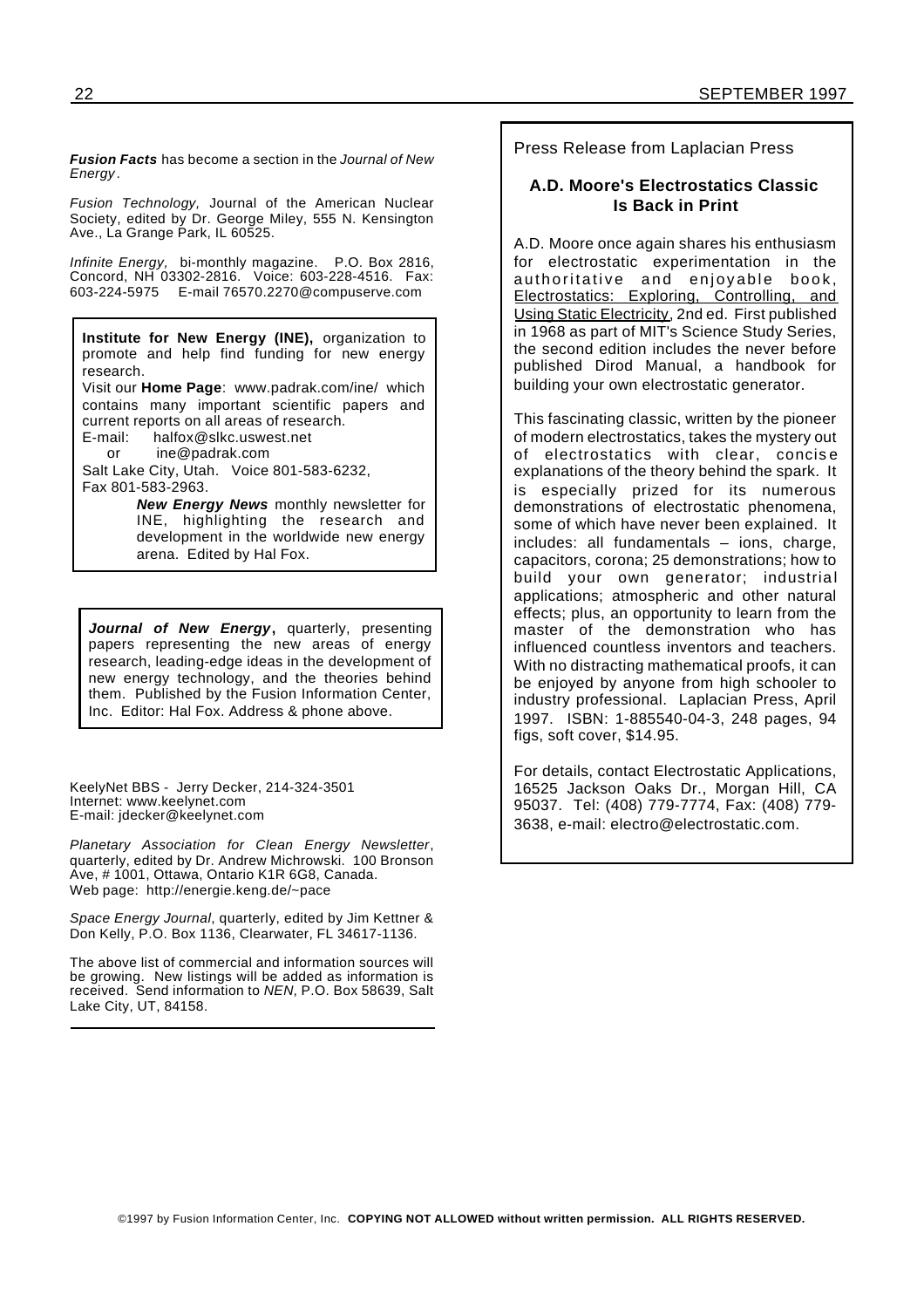***Fusion Facts*** has become a section in the *Journal of New Energy*.

*Fusion Technology,* Journal of the American Nuclear Society, edited by Dr. George Miley, 555 N. Kensington Ave., La Grange Park, IL 60525.

*Infinite Energy,* bi-monthly magazine. P.O. Box 2816, Concord, NH 03302-2816. Voice: 603-228-4516. Fax: 603-224-5975 E-mail 76570.2270@compuserve.com

**Institute for New Energy (INE),** organization to promote and help find funding for new energy research.
Visit our **Home Page**: www.padrak.com/ine/ which contains many important scientific papers and current reports on all areas of research.
E-mail: halfox@slkc.uswest.net
or ine@padrak.com
Salt Lake City, Utah. Voice 801-583-6232,
Fax 801-583-2963.

***New Energy News*** monthly newsletter for INE, highlighting the research and development in the worldwide new energy arena. Edited by Hal Fox.

***Journal of New Energy*****,** quarterly, presenting papers representing the new areas of energy research, leading-edge ideas in the development of new energy technology, and the theories behind them. Published by the Fusion Information Center, Inc. Editor: Hal Fox. Address & phone above.

KeelyNet BBS - Jerry Decker, 214-324-3501
Internet: www.keelynet.com
E-mail: jdecker@keelynet.com

*Planetary Association for Clean Energy Newsletter*, quarterly, edited by Dr. Andrew Michrowski. 100 Bronson Ave, # 1001, Ottawa, Ontario K1R 6G8, Canada.
Web page: http://energie.keng.de/~pace

*Space Energy Journal*, quarterly, edited by Jim Kettner & Don Kelly, P.O. Box 1136, Clearwater, FL 34617-1136.

The above list of commercial and information sources will be growing. New listings will be added as information is received. Send information to *NEN*, P.O. Box 58639, Salt Lake City, UT, 84158.

---

Press Release from Laplacian Press

### A.D. Moore's Electrostatics Classic Is Back in Print

A.D. Moore once again shares his enthusiasm for electrostatic experimentation in the authoritative and enjoyable book, Electrostatics: Exploring, Controlling, and Using Static Electricity, 2nd ed. First published in 1968 as part of MIT's Science Study Series, the second edition includes the never before published Dirod Manual, a handbook for building your own electrostatic generator.

This fascinating classic, written by the pioneer of modern electrostatics, takes the mystery out of electrostatics with clear, concise explanations of the theory behind the spark. It is especially prized for its numerous demonstrations of electrostatic phenomena, some of which have never been explained. It includes: all fundamentals – ions, charge, capacitors, corona; 25 demonstrations; how to build your own generator; industrial applications; atmospheric and other natural effects; plus, an opportunity to learn from the master of the demonstration who has influenced countless inventors and teachers. With no distracting mathematical proofs, it can be enjoyed by anyone from high schooler to industry professional. Laplacian Press, April 1997. ISBN: 1-885540-04-3, 248 pages, 94 figs, soft cover, $14.95.

For details, contact Electrostatic Applications, 16525 Jackson Oaks Dr., Morgan Hill, CA 95037. Tel: (408) 779-7774, Fax: (408) 779-3638, e-mail: electro@electrostatic.com.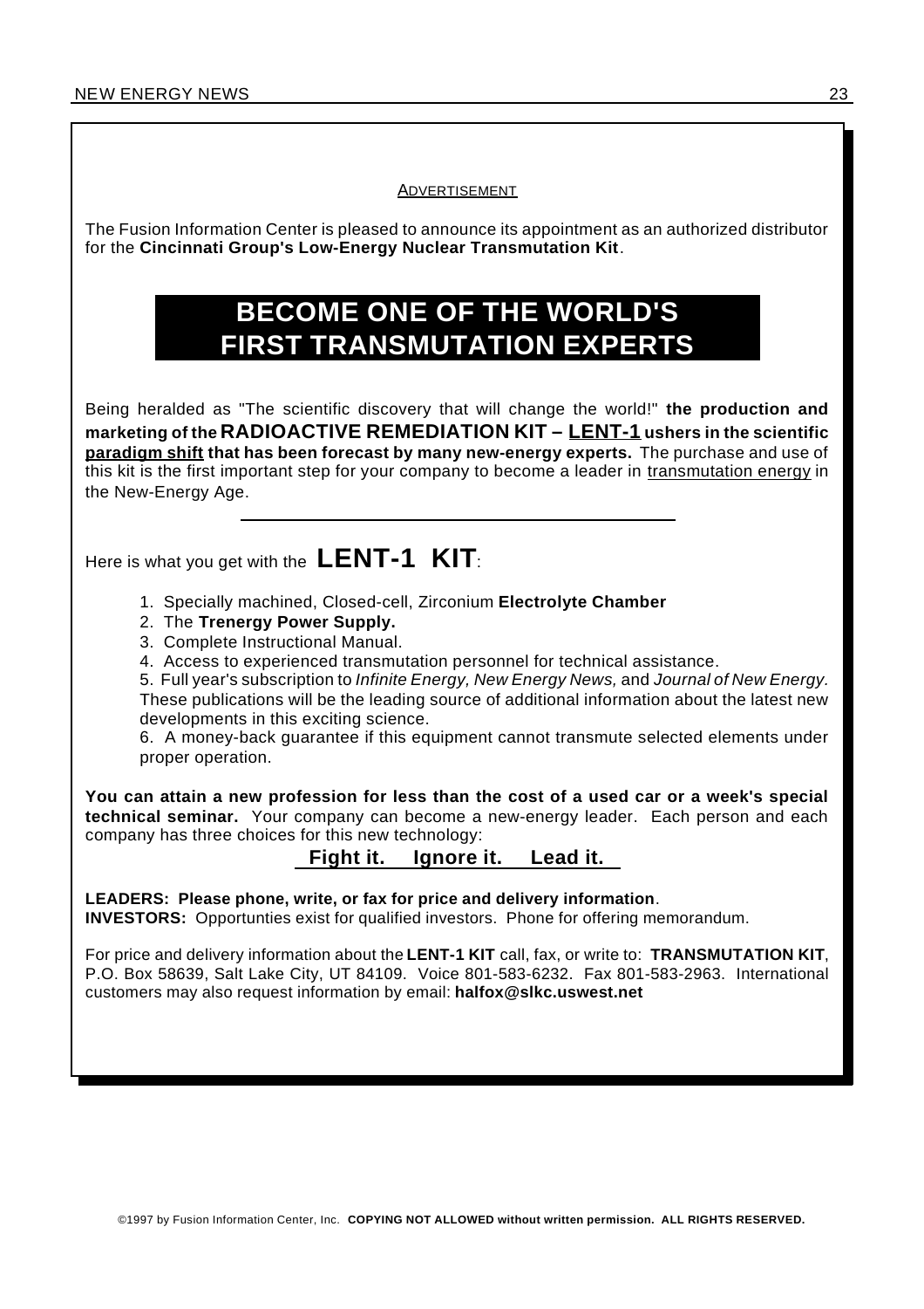ADVERTISEMENT

The Fusion Information Center is pleased to announce its appointment as an authorized distributor for the **Cincinnati Group's Low-Energy Nuclear Transmutation Kit**.

# BECOME ONE OF THE WORLD'S FIRST TRANSMUTATION EXPERTS

Being heralded as "The scientific discovery that will change the world!" **the production and marketing of the RADIOACTIVE REMEDIATION KIT – LENT-1 ushers in the scientific paradigm shift that has been forecast by many new-energy experts.** The purchase and use of this kit is the first important step for your company to become a leader in transmutation energy in the New-Energy Age.

---

Here is what you get with the **LENT-1 KIT**:

1. Specially machined, Closed-cell, Zirconium **Electrolyte Chamber**
2. The **Trenergy Power Supply.**
3. Complete Instructional Manual.
4. Access to experienced transmutation personnel for technical assistance.
5. Full year's subscription to *Infinite Energy, New Energy News,* and *Journal of New Energy.* These publications will be the leading source of additional information about the latest new developments in this exciting science.
6. A money-back guarantee if this equipment cannot transmute selected elements under proper operation.

**You can attain a new profession for less than the cost of a used car or a week's special technical seminar.** Your company can become a new-energy leader. Each person and each company has three choices for this new technology:

**Fight it. Ignore it. Lead it.**

**LEADERS: Please phone, write, or fax for price and delivery information**.
**INVESTORS:** Opportunties exist for qualified investors. Phone for offering memorandum.

For price and delivery information about the **LENT-1 KIT** call, fax, or write to: **TRANSMUTATION KIT**, P.O. Box 58639, Salt Lake City, UT 84109. Voice 801-583-6232. Fax 801-583-2963. International customers may also request information by email: **halfox@slkc.uswest.net**

©1997 by Fusion Information Center, Inc. **COPYING NOT ALLOWED without written permission. ALL RIGHTS RESERVED.**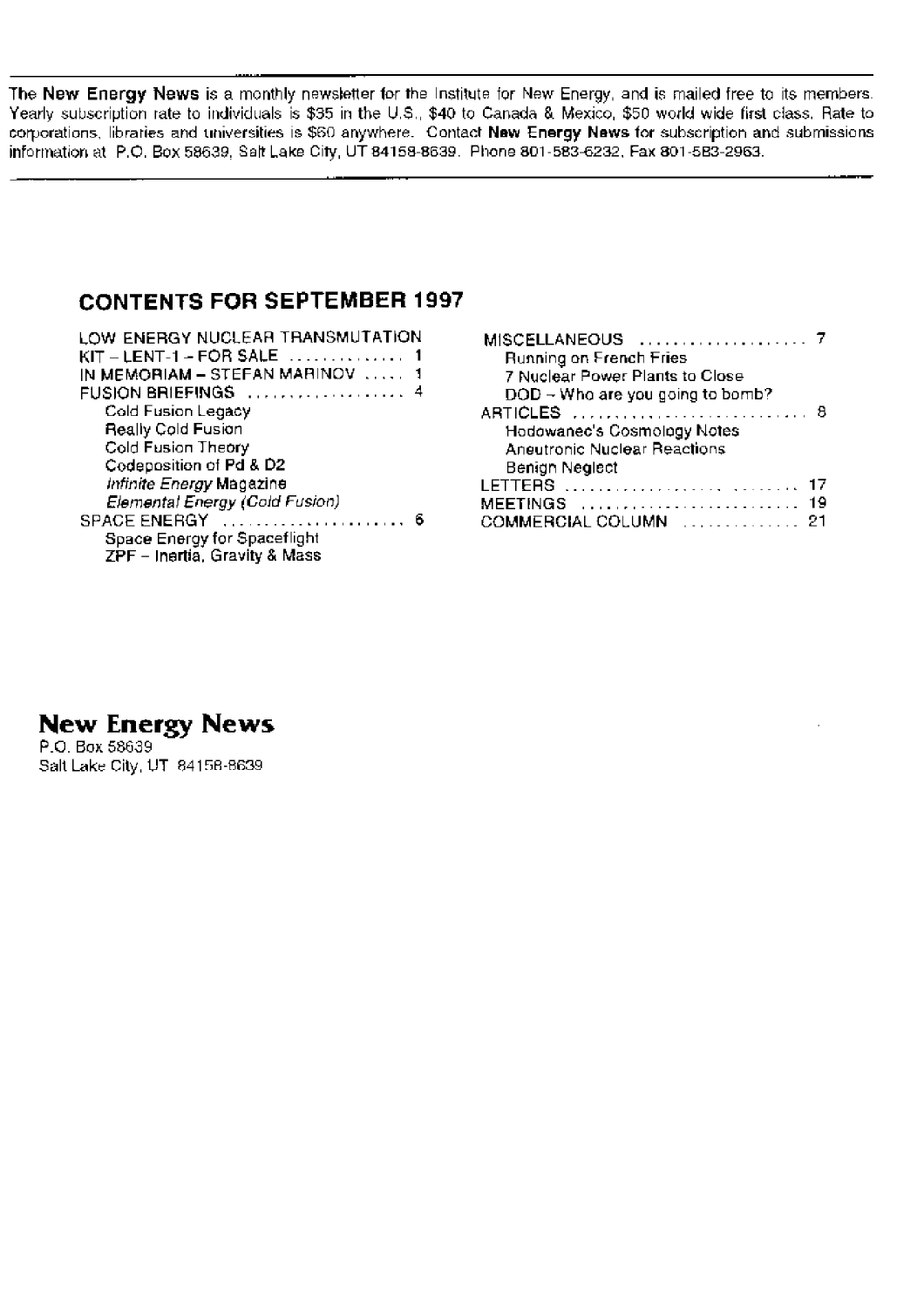The **New Energy News** is a monthly newsletter for the Institute for New Energy, and is mailed free to its members. Yearly subscription rate to individuals is $35 in the U.S., $40 to Canada & Mexico, $50 world wide first class. Rate to corporations, libraries and universities is $60 anywhere. Contact **New Energy News** for subscription and submissions information at P.O. Box 58639, Salt Lake City, UT 84158-8639. Phone 801-583-6232, Fax 801-583-2963.

## CONTENTS FOR SEPTEMBER 1997

LOW ENERGY NUCLEAR TRANSMUTATION KIT – LENT-1 – FOR SALE .............. 1
IN MEMORIAM – STEFAN MARINOV ..... 1
FUSION BRIEFINGS .................. 4
- Cold Fusion Legacy
- Really Cold Fusion
- Cold Fusion Theory
- Codeposition of Pd & D2
- *Infinite Energy* Magazine
- *Elemental Energy (Cold Fusion)*

SPACE ENERGY ...................... 6
- Space Energy for Spaceflight
- ZPF – Inertia, Gravity & Mass

MISCELLANEOUS .................... 7
- Running on French Fries
- 7 Nuclear Power Plants to Close
- DOD – Who are you going to bomb?

ARTICLES ............................ 8
- Hodowanec's Cosmology Notes
- Aneutronic Nuclear Reactions
- Benign Neglect

LETTERS ......................... 17
MEETINGS ......................... 19
COMMERCIAL COLUMN .............. 21

**New Energy News**
P.O. Box 58639
Salt Lake City, UT 84158-8639